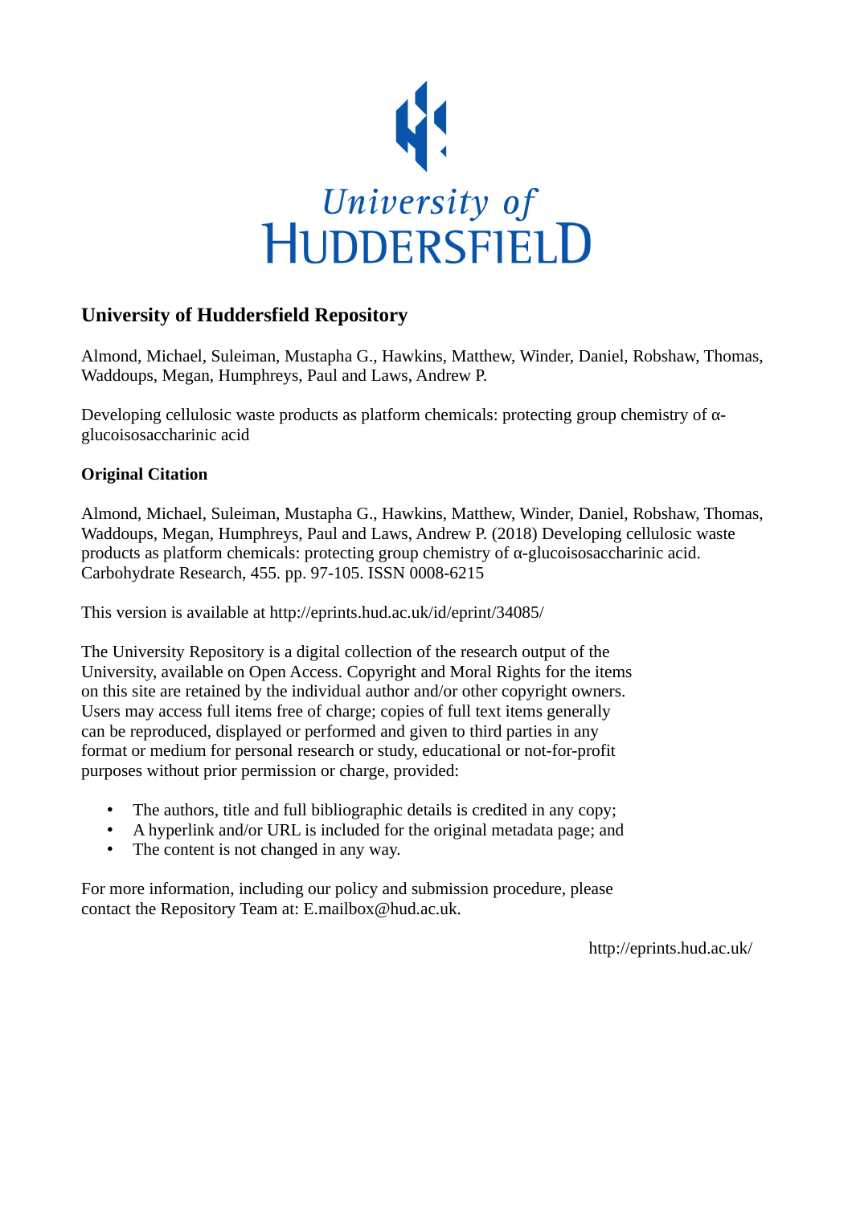University of HUDDERSFIELD

## University of Huddersfield Repository

Almond, Michael, Suleiman, Mustapha G., Hawkins, Matthew, Winder, Daniel, Robshaw, Thomas, Waddoups, Megan, Humphreys, Paul and Laws, Andrew P.

Developing cellulosic waste products as platform chemicals: protecting group chemistry of α-glucoisosaccharinic acid

### Original Citation

Almond, Michael, Suleiman, Mustapha G., Hawkins, Matthew, Winder, Daniel, Robshaw, Thomas, Waddoups, Megan, Humphreys, Paul and Laws, Andrew P. (2018) Developing cellulosic waste products as platform chemicals: protecting group chemistry of α-glucoisosaccharinic acid. Carbohydrate Research, 455. pp. 97-105. ISSN 0008-6215

This version is available at http://eprints.hud.ac.uk/id/eprint/34085/

The University Repository is a digital collection of the research output of the University, available on Open Access. Copyright and Moral Rights for the items on this site are retained by the individual author and/or other copyright owners. Users may access full items free of charge; copies of full text items generally can be reproduced, displayed or performed and given to third parties in any format or medium for personal research or study, educational or not-for-profit purposes without prior permission or charge, provided:

- The authors, title and full bibliographic details is credited in any copy;
- A hyperlink and/or URL is included for the original metadata page; and
- The content is not changed in any way.

For more information, including our policy and submission procedure, please contact the Repository Team at: E.mailbox@hud.ac.uk.

http://eprints.hud.ac.uk/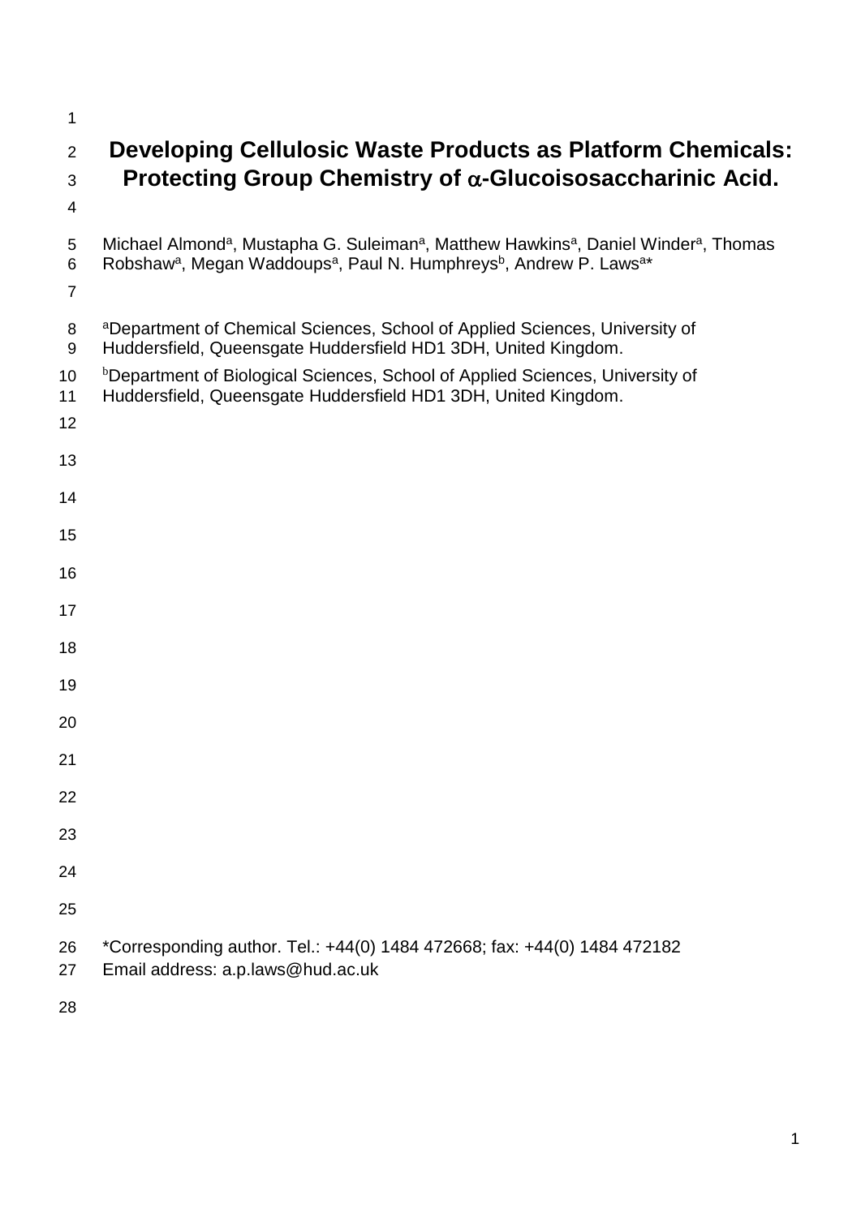# Developing Cellulosic Waste Products as Platform Chemicals: Protecting Group Chemistry of α-Glucoisosaccharinic Acid.

Michael Almond[a], Mustapha G. Suleiman[a], Matthew Hawkins[a], Daniel Winder[a], Thomas Robshaw[a], Megan Waddoups[a], Paul N. Humphreys[b], Andrew P. Laws[a]*

[a]Department of Chemical Sciences, School of Applied Sciences, University of Huddersfield, Queensgate Huddersfield HD1 3DH, United Kingdom.

[b]Department of Biological Sciences, School of Applied Sciences, University of Huddersfield, Queensgate Huddersfield HD1 3DH, United Kingdom.

*Corresponding author. Tel.: +44(0) 1484 472668; fax: +44(0) 1484 472182
Email address: a.p.laws@hud.ac.uk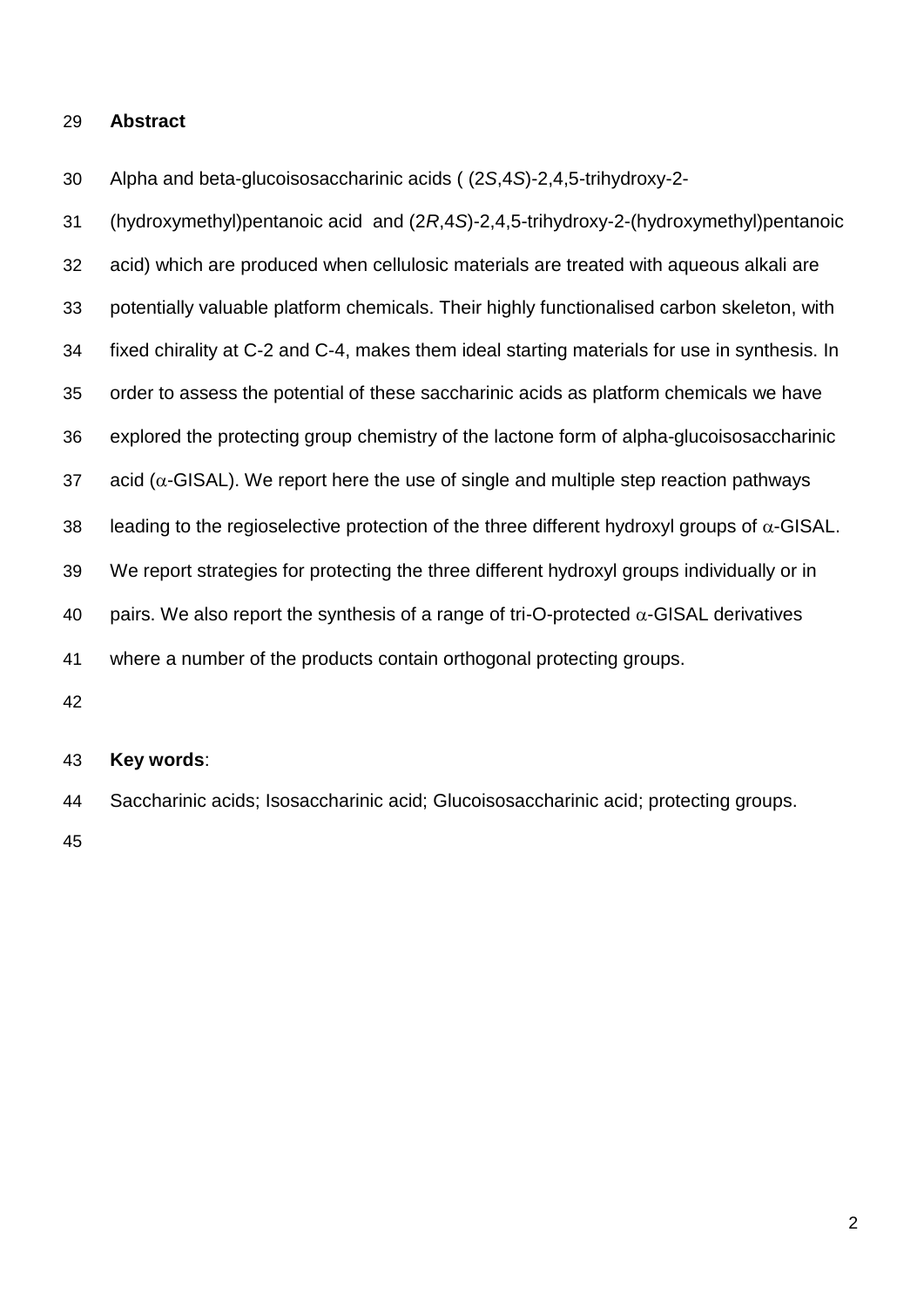## Abstract

Alpha and beta-glucoisosaccharinic acids ( (2*S*,4*S*)-2,4,5-trihydroxy-2-(hydroxymethyl)pentanoic acid and (2*R*,4*S*)-2,4,5-trihydroxy-2-(hydroxymethyl)pentanoic acid) which are produced when cellulosic materials are treated with aqueous alkali are potentially valuable platform chemicals. Their highly functionalised carbon skeleton, with fixed chirality at C-2 and C-4, makes them ideal starting materials for use in synthesis. In order to assess the potential of these saccharinic acids as platform chemicals we have explored the protecting group chemistry of the lactone form of alpha-glucoisosaccharinic acid ($\alpha$-GISAL). We report here the use of single and multiple step reaction pathways leading to the regioselective protection of the three different hydroxyl groups of $\alpha$-GISAL. We report strategies for protecting the three different hydroxyl groups individually or in pairs. We also report the synthesis of a range of tri-O-protected $\alpha$-GISAL derivatives where a number of the products contain orthogonal protecting groups.

**Key words**:

Saccharinic acids; Isosaccharinic acid; Glucoisosaccharinic acid; protecting groups.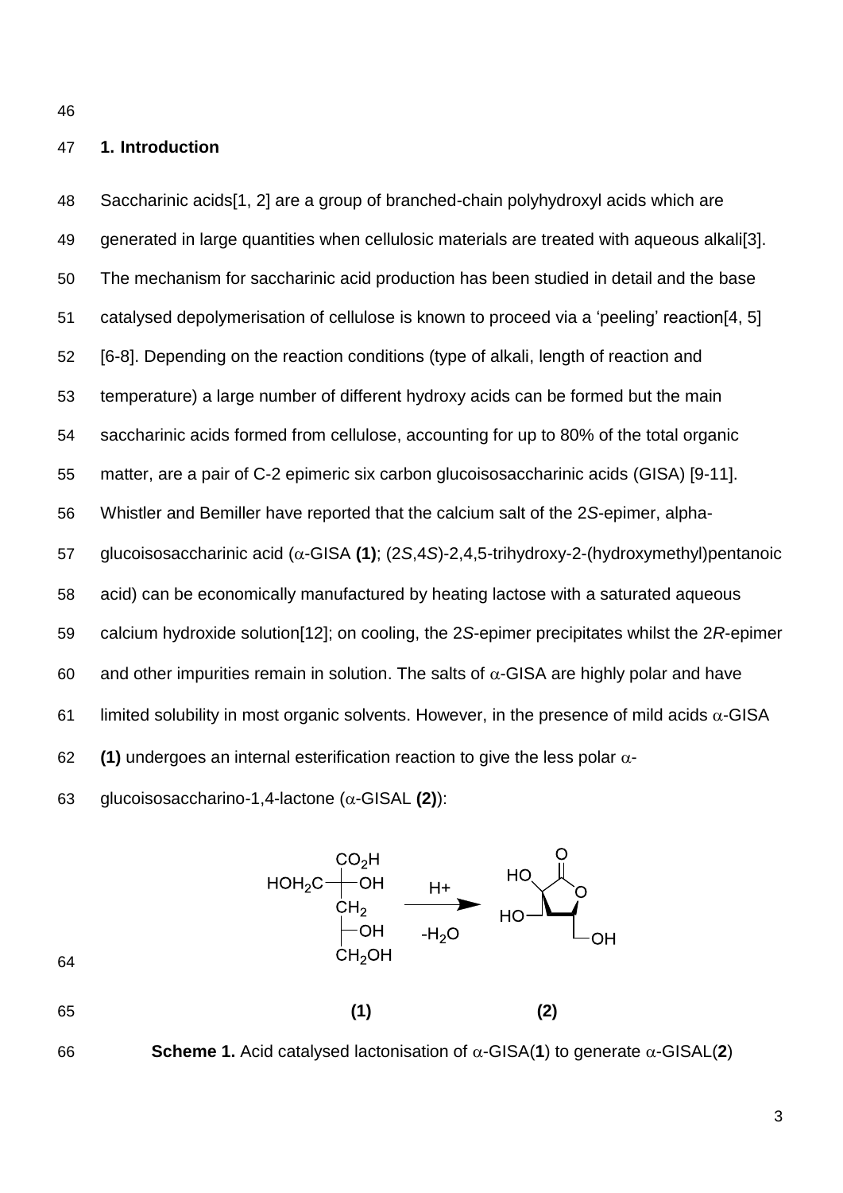## 1. Introduction

Saccharinic acids[1, 2] are a group of branched-chain polyhydroxyl acids which are generated in large quantities when cellulosic materials are treated with aqueous alkali[3]. The mechanism for saccharinic acid production has been studied in detail and the base catalysed depolymerisation of cellulose is known to proceed via a 'peeling' reaction[4, 5] [6-8]. Depending on the reaction conditions (type of alkali, length of reaction and temperature) a large number of different hydroxy acids can be formed but the main saccharinic acids formed from cellulose, accounting for up to 80% of the total organic matter, are a pair of C-2 epimeric six carbon glucoisosaccharinic acids (GISA) [9-11]. Whistler and Bemiller have reported that the calcium salt of the 2*S*-epimer, alpha-glucoisosaccharinic acid ($\alpha$-GISA **(1)**; (2*S*,4*S*)-2,4,5-trihydroxy-2-(hydroxymethyl)pentanoic acid) can be economically manufactured by heating lactose with a saturated aqueous calcium hydroxide solution[12]; on cooling, the 2*S*-epimer precipitates whilst the 2*R*-epimer and other impurities remain in solution. The salts of $\alpha$-GISA are highly polar and have limited solubility in most organic solvents. However, in the presence of mild acids $\alpha$-GISA **(1)** undergoes an internal esterification reaction to give the less polar $\alpha$-glucoisosaccharino-1,4-lactone ($\alpha$-GISAL **(2)**):

**(1)** **(2)**

**Scheme 1.** Acid catalysed lactonisation of $\alpha$-GISA(**1**) to generate $\alpha$-GISAL(**2**)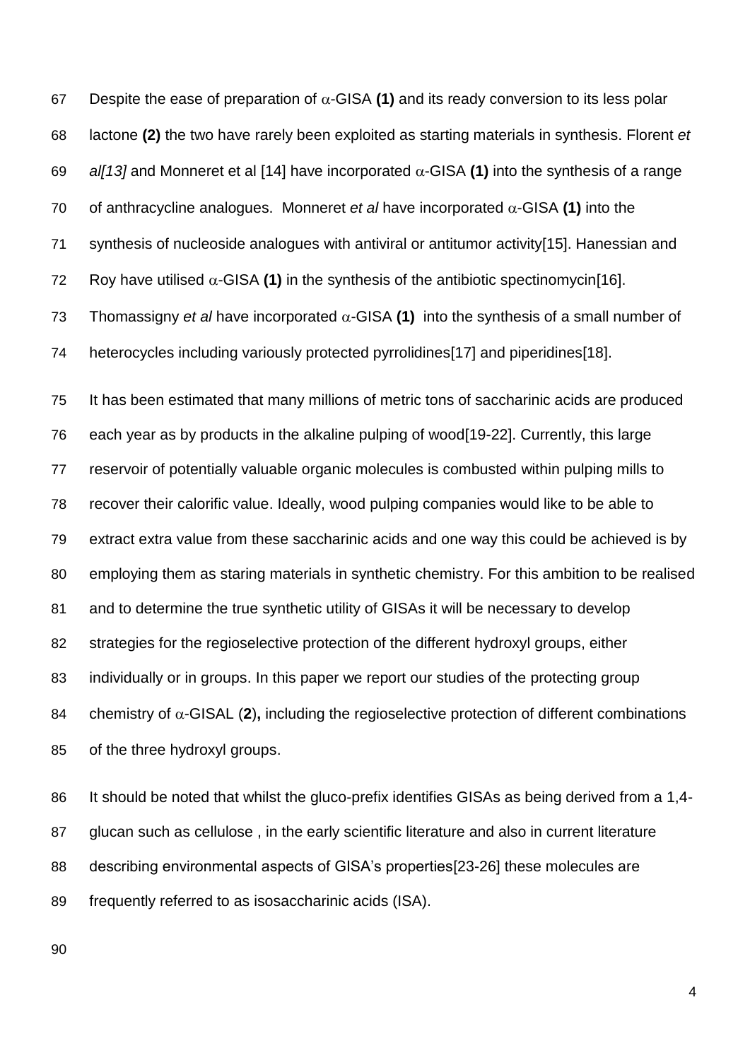Despite the ease of preparation of α-GISA **(1)** and its ready conversion to its less polar lactone **(2)** the two have rarely been exploited as starting materials in synthesis. Florent *et al[13]* and Monneret et al [14] have incorporated α-GISA **(1)** into the synthesis of a range of anthracycline analogues. Monneret *et al* have incorporated α-GISA **(1)** into the synthesis of nucleoside analogues with antiviral or antitumor activity[15]. Hanessian and Roy have utilised α-GISA **(1)** in the synthesis of the antibiotic spectinomycin[16]. Thomassigny *et al* have incorporated α-GISA **(1)** into the synthesis of a small number of heterocycles including variously protected pyrrolidines[17] and piperidines[18].

It has been estimated that many millions of metric tons of saccharinic acids are produced each year as by products in the alkaline pulping of wood[19-22]. Currently, this large reservoir of potentially valuable organic molecules is combusted within pulping mills to recover their calorific value. Ideally, wood pulping companies would like to be able to extract extra value from these saccharinic acids and one way this could be achieved is by employing them as staring materials in synthetic chemistry. For this ambition to be realised and to determine the true synthetic utility of GISAs it will be necessary to develop strategies for the regioselective protection of the different hydroxyl groups, either individually or in groups. In this paper we report our studies of the protecting group chemistry of α-GISAL (**2**)**,** including the regioselective protection of different combinations of the three hydroxyl groups.

It should be noted that whilst the gluco-prefix identifies GISAs as being derived from a 1,4-glucan such as cellulose , in the early scientific literature and also in current literature describing environmental aspects of GISA's properties[23-26] these molecules are frequently referred to as isosaccharinic acids (ISA).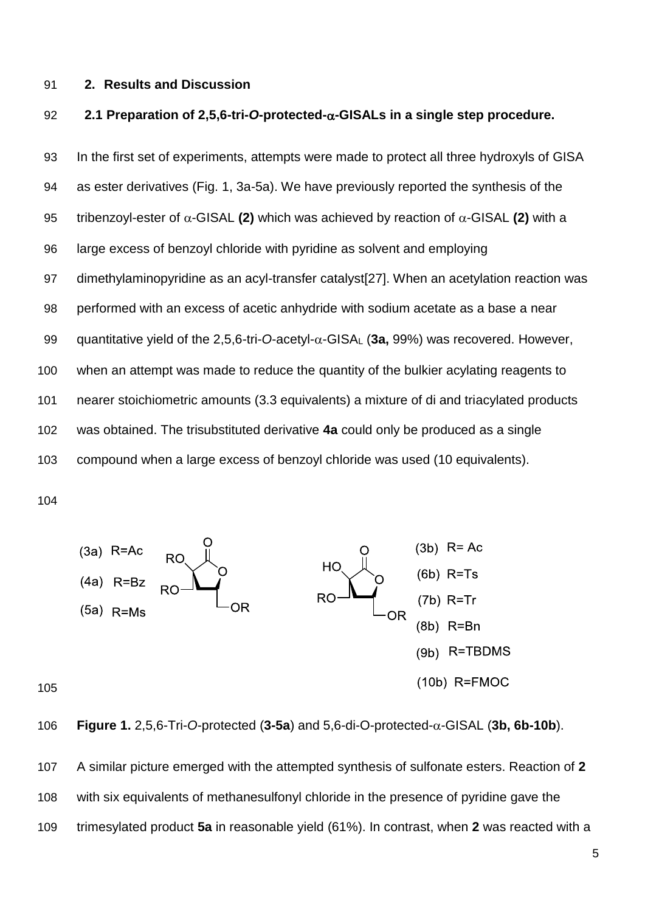## 2. Results and Discussion

### 2.1 Preparation of 2,5,6-tri-*O*-protected-α-GISALs in a single step procedure.

In the first set of experiments, attempts were made to protect all three hydroxyls of GISA as ester derivatives (Fig. 1, 3a-5a). We have previously reported the synthesis of the tribenzoyl-ester of α-GISAL **(2)** which was achieved by reaction of α-GISAL **(2)** with a large excess of benzoyl chloride with pyridine as solvent and employing dimethylaminopyridine as an acyl-transfer catalyst[27]. When an acetylation reaction was performed with an excess of acetic anhydride with sodium acetate as a base a near quantitative yield of the 2,5,6-tri-*O*-acetyl-α-GISA$_L$ (**3a,** 99%) was recovered. However, when an attempt was made to reduce the quantity of the bulkier acylating reagents to nearer stoichiometric amounts (3.3 equivalents) a mixture of di and triacylated products was obtained. The trisubstituted derivative **4a** could only be produced as a single compound when a large excess of benzoyl chloride was used (10 equivalents).

(3a) R=Ac
(4a) R=Bz
(5a) R=Ms

(3b) R= Ac
(6b) R=Ts
(7b) R=Tr
(8b) R=Bn
(9b) R=TBDMS
(10b) R=FMOC

**Figure 1.** 2,5,6-Tri-*O*-protected (**3-5a**) and 5,6-di-O-protected-α-GISAL (**3b, 6b-10b**).

A similar picture emerged with the attempted synthesis of sulfonate esters. Reaction of **2** with six equivalents of methanesulfonyl chloride in the presence of pyridine gave the trimesylated product **5a** in reasonable yield (61%). In contrast, when **2** was reacted with a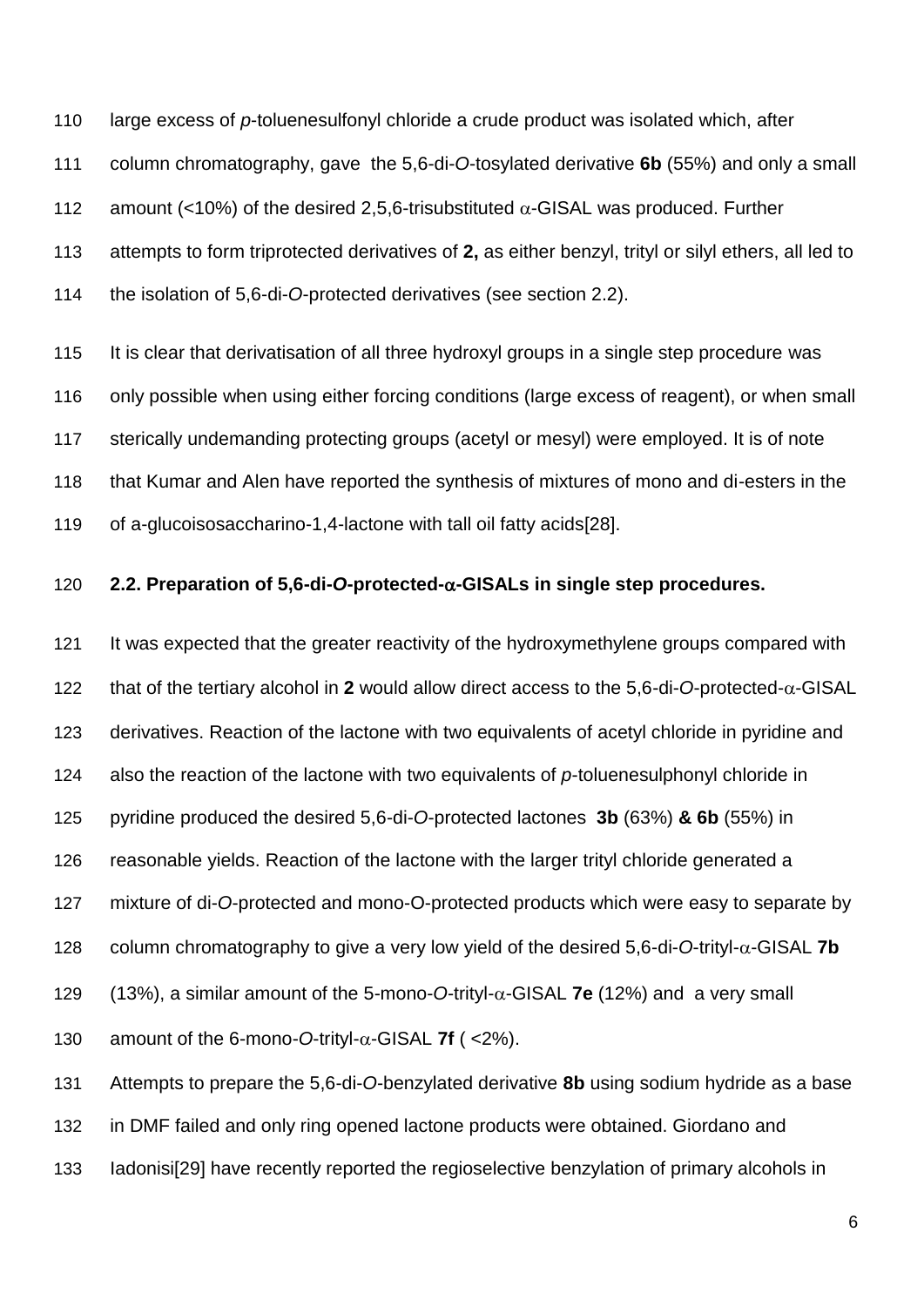large excess of *p*-toluenesulfonyl chloride a crude product was isolated which, after column chromatography, gave the 5,6-di-*O*-tosylated derivative **6b** (55%) and only a small amount (<10%) of the desired 2,5,6-trisubstituted α-GISAL was produced. Further attempts to form triprotected derivatives of **2,** as either benzyl, trityl or silyl ethers, all led to the isolation of 5,6-di-*O*-protected derivatives (see section 2.2).

It is clear that derivatisation of all three hydroxyl groups in a single step procedure was only possible when using either forcing conditions (large excess of reagent), or when small sterically undemanding protecting groups (acetyl or mesyl) were employed. It is of note that Kumar and Alen have reported the synthesis of mixtures of mono and di-esters in the of a-glucoisosaccharino-1,4-lactone with tall oil fatty acids[28].

### 2.2. Preparation of 5,6-di-*O*-protected-α-GISALs in single step procedures.

It was expected that the greater reactivity of the hydroxymethylene groups compared with that of the tertiary alcohol in **2** would allow direct access to the 5,6-di-*O*-protected-α-GISAL derivatives. Reaction of the lactone with two equivalents of acetyl chloride in pyridine and also the reaction of the lactone with two equivalents of *p*-toluenesulphonyl chloride in pyridine produced the desired 5,6-di-*O*-protected lactones **3b** (63%) **& 6b** (55%) in reasonable yields. Reaction of the lactone with the larger trityl chloride generated a mixture of di-*O*-protected and mono-O-protected products which were easy to separate by column chromatography to give a very low yield of the desired 5,6-di-*O*-trityl-α-GISAL **7b** (13%), a similar amount of the 5-mono-*O*-trityl-α-GISAL **7e** (12%) and a very small amount of the 6-mono-*O*-trityl-α-GISAL **7f** ( <2%).

Attempts to prepare the 5,6-di-*O*-benzylated derivative **8b** using sodium hydride as a base in DMF failed and only ring opened lactone products were obtained. Giordano and Iadonisi[29] have recently reported the regioselective benzylation of primary alcohols in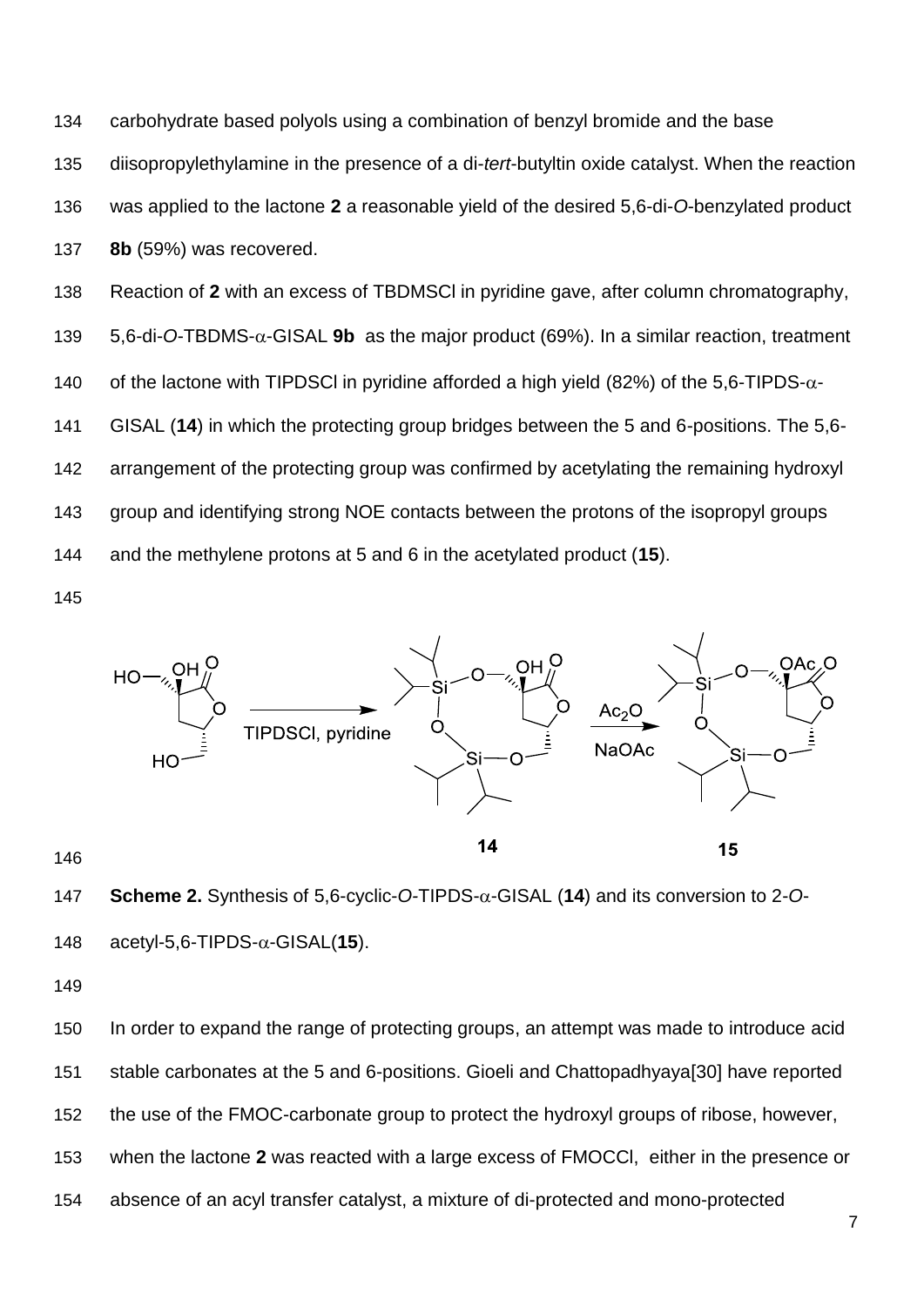carbohydrate based polyols using a combination of benzyl bromide and the base diisopropylethylamine in the presence of a di-*tert*-butyltin oxide catalyst. When the reaction was applied to the lactone **2** a reasonable yield of the desired 5,6-di-*O*-benzylated product **8b** (59%) was recovered.

Reaction of **2** with an excess of TBDMSCl in pyridine gave, after column chromatography, 5,6-di-*O*-TBDMS-$\alpha$-GISAL **9b** as the major product (69%). In a similar reaction, treatment of the lactone with TIPDSCl in pyridine afforded a high yield (82%) of the 5,6-TIPDS-$\alpha$-GISAL (**14**) in which the protecting group bridges between the 5 and 6-positions. The 5,6-arrangement of the protecting group was confirmed by acetylating the remaining hydroxyl group and identifying strong NOE contacts between the protons of the isopropyl groups and the methylene protons at 5 and 6 in the acetylated product (**15**).

**Scheme 2.** Synthesis of 5,6-cyclic-*O*-TIPDS-$\alpha$-GISAL (**14**) and its conversion to 2-*O*-acetyl-5,6-TIPDS-$\alpha$-GISAL(**15**).

In order to expand the range of protecting groups, an attempt was made to introduce acid stable carbonates at the 5 and 6-positions. Gioeli and Chattopadhyaya[30] have reported the use of the FMOC-carbonate group to protect the hydroxyl groups of ribose, however, when the lactone **2** was reacted with a large excess of FMOCCl, either in the presence or absence of an acyl transfer catalyst, a mixture of di-protected and mono-protected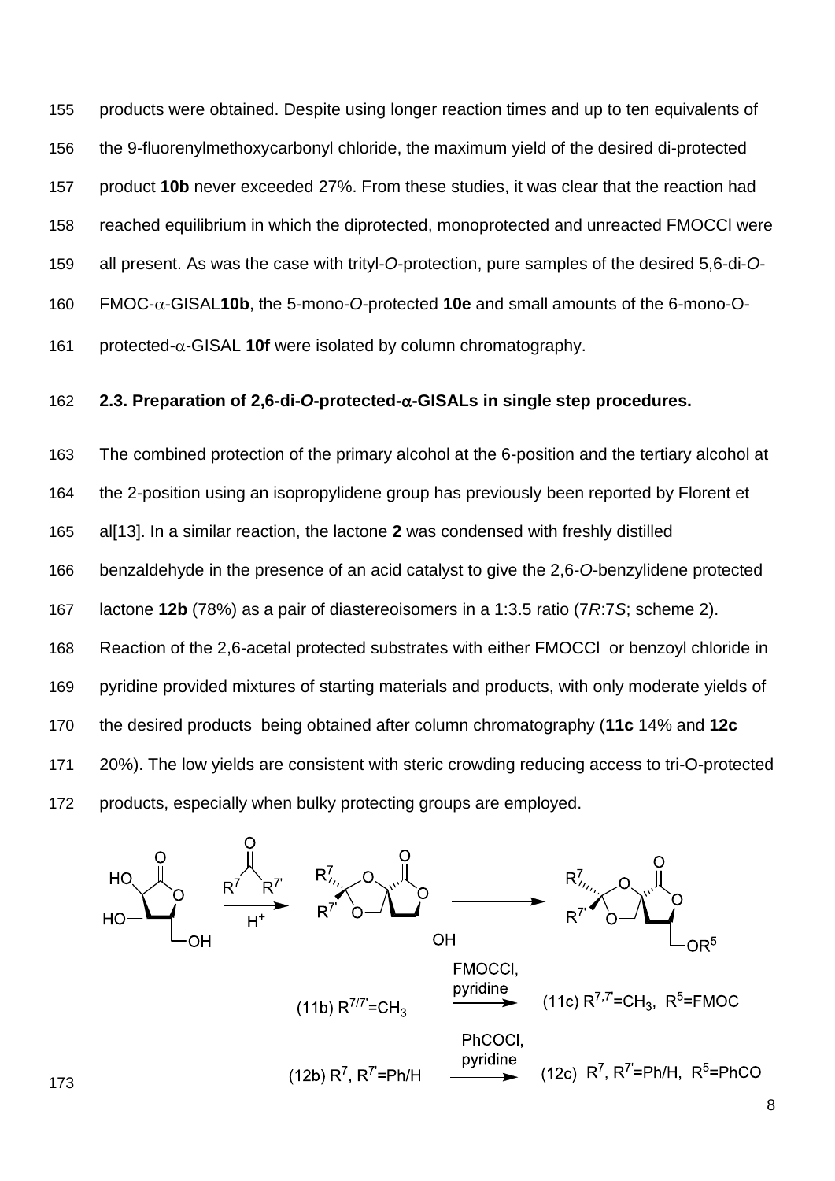products were obtained. Despite using longer reaction times and up to ten equivalents of the 9-fluorenylmethoxycarbonyl chloride, the maximum yield of the desired di-protected product **10b** never exceeded 27%. From these studies, it was clear that the reaction had reached equilibrium in which the diprotected, monoprotected and unreacted FMOCCl were all present. As was the case with trityl-*O*-protection, pure samples of the desired 5,6-di-*O*-FMOC-α-GISAL**10b**, the 5-mono-*O*-protected **10e** and small amounts of the 6-mono-O-protected-α-GISAL **10f** were isolated by column chromatography.

### 2.3. Preparation of 2,6-di-*O*-protected-α-GISALs in single step procedures.

The combined protection of the primary alcohol at the 6-position and the tertiary alcohol at the 2-position using an isopropylidene group has previously been reported by Florent et al[13]. In a similar reaction, the lactone **2** was condensed with freshly distilled benzaldehyde in the presence of an acid catalyst to give the 2,6-*O*-benzylidene protected lactone **12b** (78%) as a pair of diastereoisomers in a 1:3.5 ratio (7*R*:7*S*; scheme 2). Reaction of the 2,6-acetal protected substrates with either FMOCCl or benzoyl chloride in pyridine provided mixtures of starting materials and products, with only moderate yields of the desired products being obtained after column chromatography (**11c** 14% and **12c** 20%). The low yields are consistent with steric crowding reducing access to tri-O-protected products, especially when bulky protecting groups are employed.

(11b) $R^{7/7'}=CH_3$ —FMOCCl, pyridine→ (11c) $R^{7,7'}=CH_3$, $R^5$=FMOC

(12b) $R^7$, $R^{7'}$=Ph/H —PhCOCl, pyridine→ (12c) $R^7$, $R^{7'}$=Ph/H, $R^5$=PhCO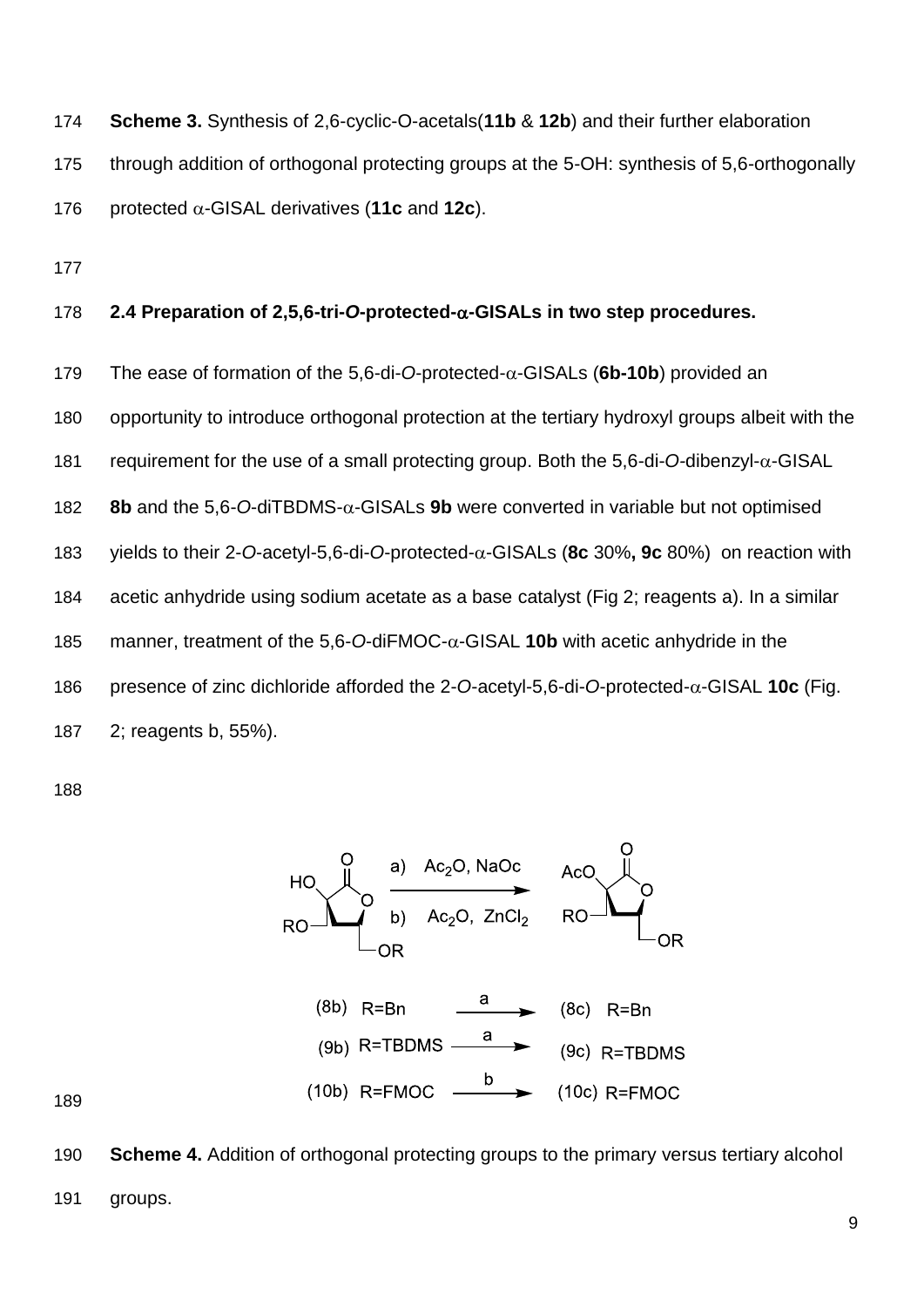**Scheme 3.** Synthesis of 2,6-cyclic-O-acetals(**11b** & **12b**) and their further elaboration through addition of orthogonal protecting groups at the 5-OH: synthesis of 5,6-orthogonally protected α-GISAL derivatives (**11c** and **12c**).

## 2.4 Preparation of 2,5,6-tri-*O*-protected-α-GISALs in two step procedures.

The ease of formation of the 5,6-di-*O*-protected-α-GISALs (**6b-10b**) provided an opportunity to introduce orthogonal protection at the tertiary hydroxyl groups albeit with the requirement for the use of a small protecting group. Both the 5,6-di-*O*-dibenzyl-α-GISAL **8b** and the 5,6-*O*-diTBDMS-α-GISALs **9b** were converted in variable but not optimised yields to their 2-*O*-acetyl-5,6-di-*O*-protected-α-GISALs (**8c** 30%**, 9c** 80%) on reaction with acetic anhydride using sodium acetate as a base catalyst (Fig 2; reagents a). In a similar manner, treatment of the 5,6-*O*-diFMOC-α-GISAL **10b** with acetic anhydride in the presence of zinc dichloride afforded the 2-*O*-acetyl-5,6-di-*O*-protected-α-GISAL **10c** (Fig. 2; reagents b, 55%).

a) $Ac_2O$, NaOc
b) $Ac_2O$, $ZnCl_2$

(8b) R=Bn —a→ (8c) R=Bn
(9b) R=TBDMS —a→ (9c) R=TBDMS
(10b) R=FMOC —b→ (10c) R=FMOC

**Scheme 4.** Addition of orthogonal protecting groups to the primary versus tertiary alcohol groups.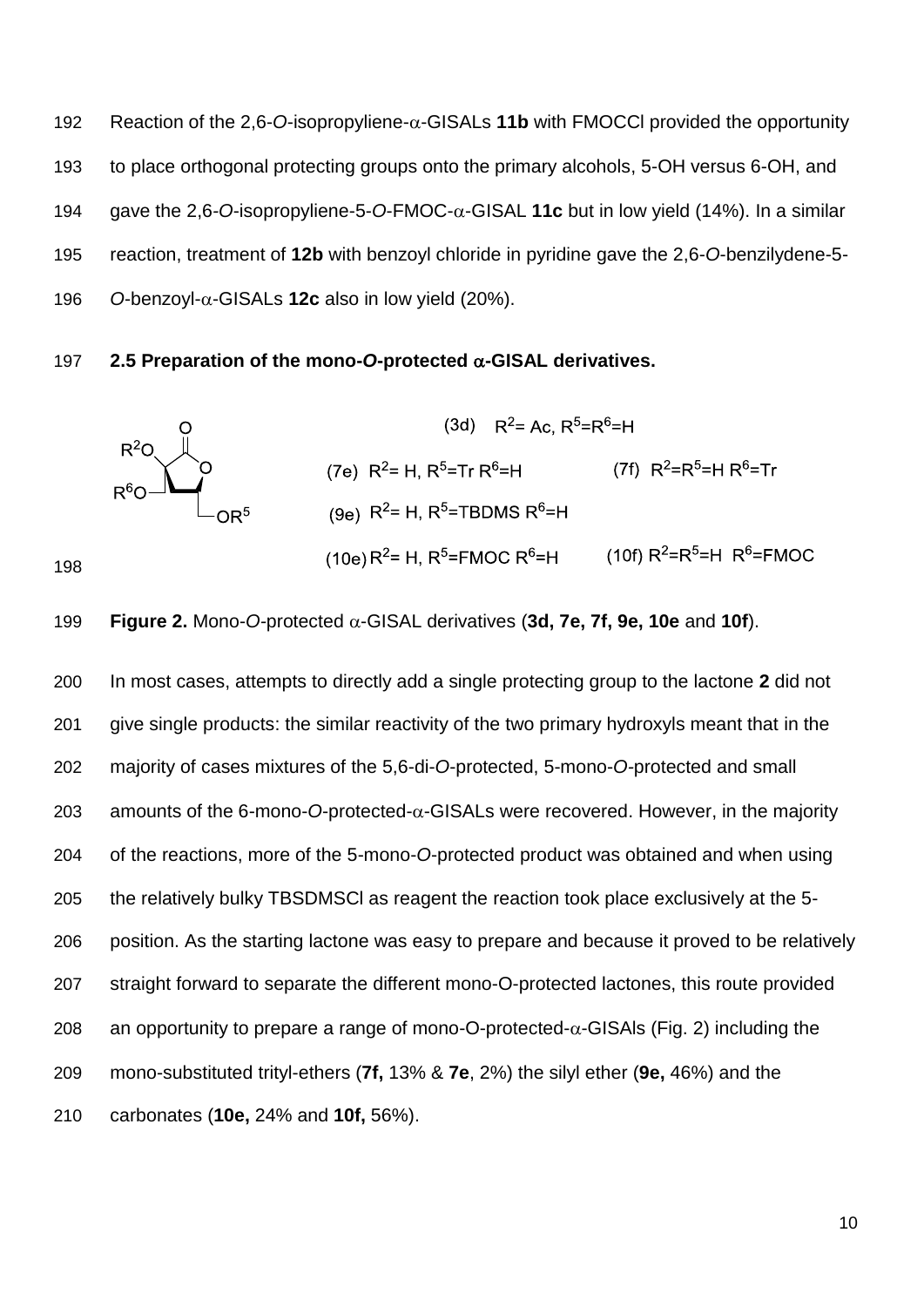Reaction of the 2,6-*O*-isopropyliene-α-GISALs **11b** with FMOCCl provided the opportunity to place orthogonal protecting groups onto the primary alcohols, 5-OH versus 6-OH, and gave the 2,6-*O*-isopropyliene-5-*O*-FMOC-α-GISAL **11c** but in low yield (14%). In a similar reaction, treatment of **12b** with benzoyl chloride in pyridine gave the 2,6-*O*-benzilydene-5-*O*-benzoyl-α-GISALs **12c** also in low yield (20%).

### 2.5 Preparation of the mono-*O*-protected α-GISAL derivatives.

(3d) $R^2$= Ac, $R^5$=$R^6$=H

(7e) $R^2$= H, $R^5$=Tr $R^6$=H  (7f) $R^2$=$R^5$=H $R^6$=Tr

(9e) $R^2$= H, $R^5$=TBDMS $R^6$=H

(10e) $R^2$= H, $R^5$=FMOC $R^6$=H  (10f) $R^2$=$R^5$=H $R^6$=FMOC

**Figure 2.** Mono-*O*-protected α-GISAL derivatives (**3d, 7e, 7f, 9e, 10e** and **10f**).

In most cases, attempts to directly add a single protecting group to the lactone **2** did not give single products: the similar reactivity of the two primary hydroxyls meant that in the majority of cases mixtures of the 5,6-di-*O*-protected, 5-mono-*O*-protected and small amounts of the 6-mono-*O*-protected-α-GISALs were recovered. However, in the majority of the reactions, more of the 5-mono-*O*-protected product was obtained and when using the relatively bulky TBSDMSCl as reagent the reaction took place exclusively at the 5-position. As the starting lactone was easy to prepare and because it proved to be relatively straight forward to separate the different mono-O-protected lactones, this route provided an opportunity to prepare a range of mono-O-protected-α-GISAls (Fig. 2) including the mono-substituted trityl-ethers (**7f,** 13% & **7e**, 2%) the silyl ether (**9e,** 46%) and the carbonates (**10e,** 24% and **10f,** 56%).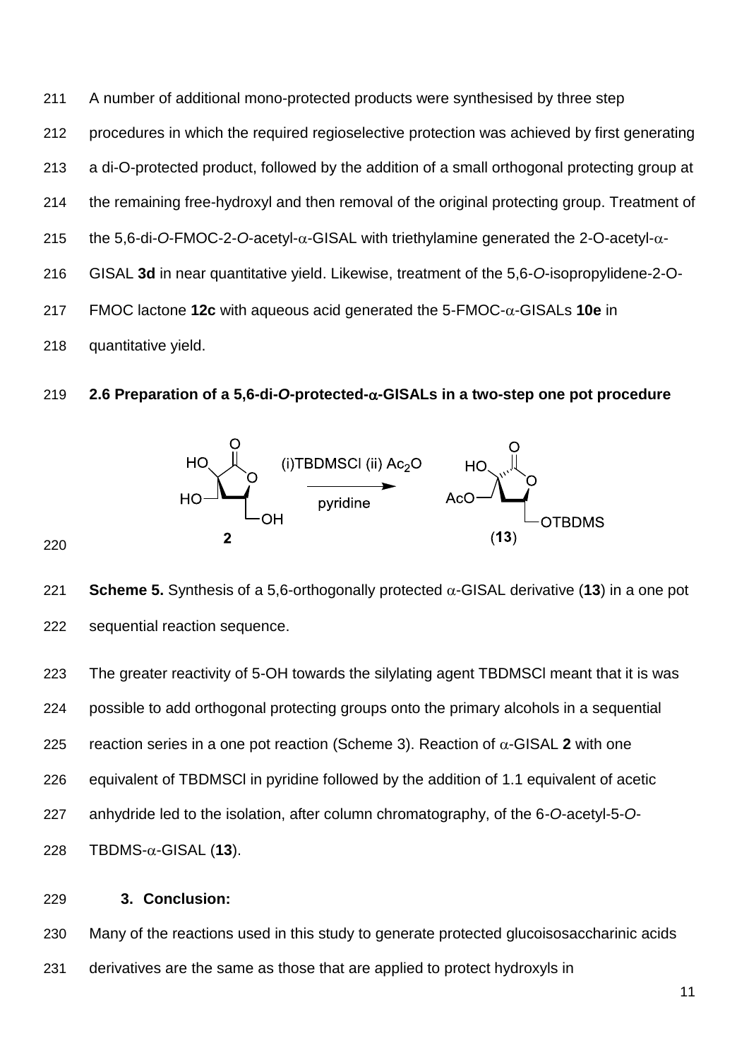A number of additional mono-protected products were synthesised by three step procedures in which the required regioselective protection was achieved by first generating a di-O-protected product, followed by the addition of a small orthogonal protecting group at the remaining free-hydroxyl and then removal of the original protecting group. Treatment of the 5,6-di-*O*-FMOC-2-*O*-acetyl-α-GISAL with triethylamine generated the 2-O-acetyl-α-GISAL **3d** in near quantitative yield. Likewise, treatment of the 5,6-*O*-isopropylidene-2-O-FMOC lactone **12c** with aqueous acid generated the 5-FMOC-α-GISALs **10e** in quantitative yield.

### 2.6 Preparation of a 5,6-di-*O*-protected-α-GISALs in a two-step one pot procedure

**Scheme 5.** Synthesis of a 5,6-orthogonally protected α-GISAL derivative (**13**) in a one pot sequential reaction sequence.

The greater reactivity of 5-OH towards the silylating agent TBDMSCl meant that it is was possible to add orthogonal protecting groups onto the primary alcohols in a sequential reaction series in a one pot reaction (Scheme 3). Reaction of α-GISAL **2** with one equivalent of TBDMSCl in pyridine followed by the addition of 1.1 equivalent of acetic anhydride led to the isolation, after column chromatography, of the 6-*O*-acetyl-5-*O*-TBDMS-α-GISAL (**13**).

## 3. Conclusion:

Many of the reactions used in this study to generate protected glucoisosaccharinic acids derivatives are the same as those that are applied to protect hydroxyls in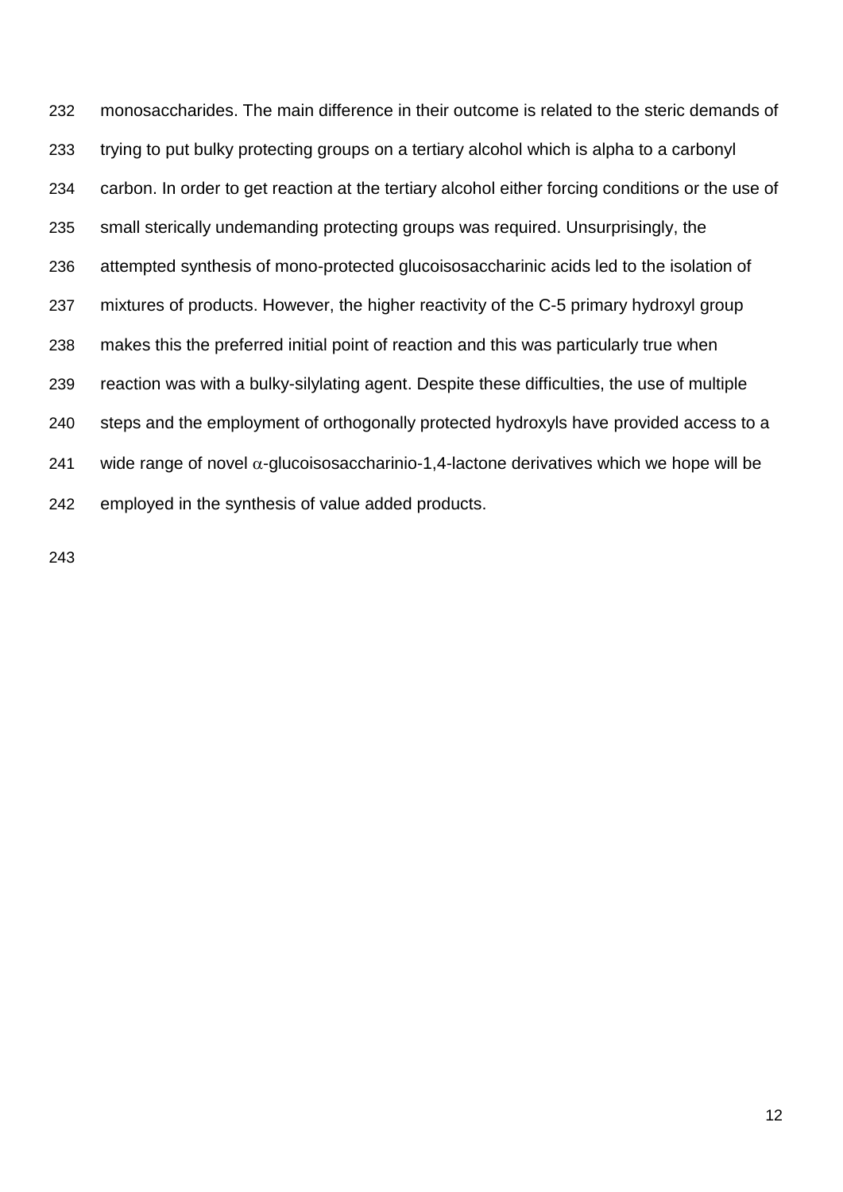monosaccharides. The main difference in their outcome is related to the steric demands of trying to put bulky protecting groups on a tertiary alcohol which is alpha to a carbonyl carbon. In order to get reaction at the tertiary alcohol either forcing conditions or the use of small sterically undemanding protecting groups was required. Unsurprisingly, the attempted synthesis of mono-protected glucoisosaccharinic acids led to the isolation of mixtures of products. However, the higher reactivity of the C-5 primary hydroxyl group makes this the preferred initial point of reaction and this was particularly true when reaction was with a bulky-silylating agent. Despite these difficulties, the use of multiple steps and the employment of orthogonally protected hydroxyls have provided access to a wide range of novel $\alpha$-glucoisosaccharinio-1,4-lactone derivatives which we hope will be employed in the synthesis of value added products.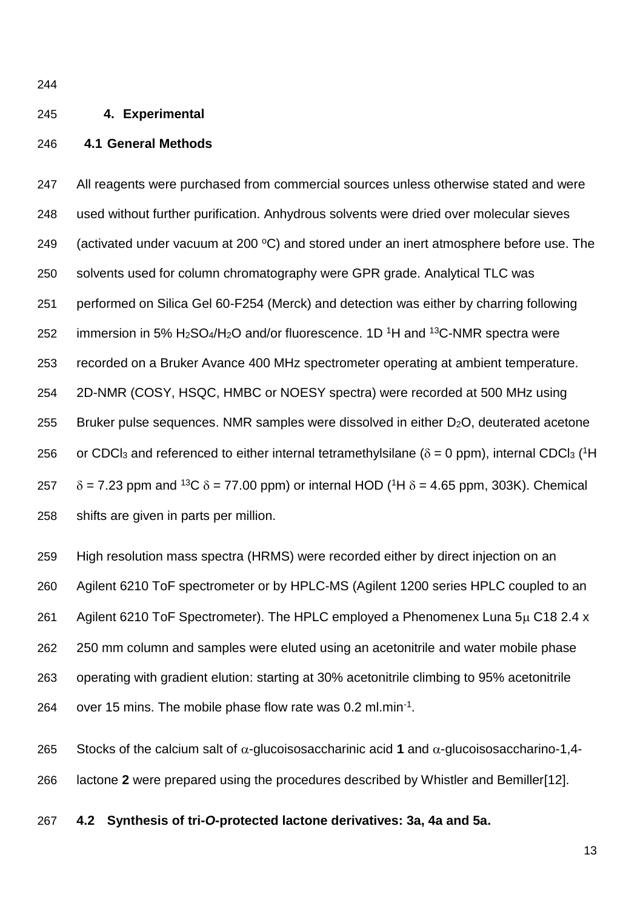## 4. Experimental

### 4.1 General Methods

All reagents were purchased from commercial sources unless otherwise stated and were used without further purification. Anhydrous solvents were dried over molecular sieves (activated under vacuum at 200 $^{o}$C) and stored under an inert atmosphere before use. The solvents used for column chromatography were GPR grade. Analytical TLC was performed on Silica Gel 60-F254 (Merck) and detection was either by charring following immersion in 5% $H_2SO_4$/$H_2O$ and/or fluorescence. 1D $^{1}$H and $^{13}$C-NMR spectra were recorded on a Bruker Avance 400 MHz spectrometer operating at ambient temperature. 2D-NMR (COSY, HSQC, HMBC or NOESY spectra) were recorded at 500 MHz using Bruker pulse sequences. NMR samples were dissolved in either $D_2O$, deuterated acetone or $CDCl_3$ and referenced to either internal tetramethylsilane ($\delta$ = 0 ppm), internal $CDCl_3$ ($^{1}$H $\delta$ = 7.23 ppm and $^{13}$C $\delta$ = 77.00 ppm) or internal HOD ($^{1}$H $\delta$ = 4.65 ppm, 303K). Chemical shifts are given in parts per million.

High resolution mass spectra (HRMS) were recorded either by direct injection on an Agilent 6210 ToF spectrometer or by HPLC-MS (Agilent 1200 series HPLC coupled to an Agilent 6210 ToF Spectrometer). The HPLC employed a Phenomenex Luna 5$\mu$ C18 2.4 x 250 mm column and samples were eluted using an acetonitrile and water mobile phase operating with gradient elution: starting at 30% acetonitrile climbing to 95% acetonitrile over 15 mins. The mobile phase flow rate was 0.2 ml.min$^{-1}$.

Stocks of the calcium salt of $\alpha$-glucoisosaccharinic acid **1** and $\alpha$-glucoisosaccharino-1,4-lactone **2** were prepared using the procedures described by Whistler and Bemiller[12].

### 4.2 Synthesis of tri-*O*-protected lactone derivatives: 3a, 4a and 5a.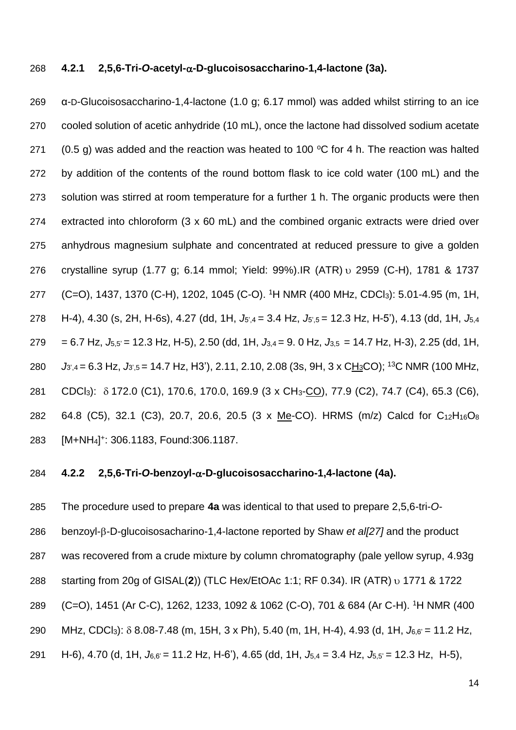#### 4.2.1 2,5,6-Tri-*O*-acetyl-α-D-glucoisosaccharino-1,4-lactone (3a).

α-D-Glucoisosaccharino-1,4-lactone (1.0 g; 6.17 mmol) was added whilst stirring to an ice cooled solution of acetic anhydride (10 mL), once the lactone had dissolved sodium acetate (0.5 g) was added and the reaction was heated to 100 ºC for 4 h. The reaction was halted by addition of the contents of the round bottom flask to ice cold water (100 mL) and the solution was stirred at room temperature for a further 1 h. The organic products were then extracted into chloroform (3 x 60 mL) and the combined organic extracts were dried over anhydrous magnesium sulphate and concentrated at reduced pressure to give a golden crystalline syrup (1.77 g; 6.14 mmol; Yield: 99%).IR (ATR) υ 2959 (C-H), 1781 & 1737 (C=O), 1437, 1370 (C-H), 1202, 1045 (C-O). $^{1}$H NMR (400 MHz, $CDCl_3$): 5.01-4.95 (m, 1H, H-4), 4.30 (s, 2H, H-6s), 4.27 (dd, 1H, $J_{5',4}$ = 3.4 Hz, $J_{5',5}$ = 12.3 Hz, H-5'), 4.13 (dd, 1H, $J_{5,4}$ = 6.7 Hz, $J_{5,5'}$ = 12.3 Hz, H-5), 2.50 (dd, 1H, $J_{3,4}$ = 9. 0 Hz, $J_{3,5}$ = 14.7 Hz, H-3), 2.25 (dd, 1H, $J_{3',4}$ = 6.3 Hz, $J_{3',5}$ = 14.7 Hz, H3'), 2.11, 2.10, 2.08 (3s, 9H, 3 x C<u>H3</u>CO); $^{13}$C NMR (100 MHz, $CDCl_3$): δ 172.0 (C1), 170.6, 170.0, 169.9 (3 x $CH_3$-<u>CO</u>), 77.9 (C2), 74.7 (C4), 65.3 (C6), 64.8 (C5), 32.1 (C3), 20.7, 20.6, 20.5 (3 x <u>Me</u>-CO). HRMS (m/z) Calcd for $C_{12}H_{16}O_8$ $[M+NH_4]^+$: 306.1183, Found:306.1187.

#### 4.2.2 2,5,6-Tri-*O*-benzoyl-α-D-glucoisosaccharino-1,4-lactone (4a).

The procedure used to prepare **4a** was identical to that used to prepare 2,5,6-tri-*O*-benzoyl-β-D-glucoisosacharino-1,4-lactone reported by Shaw *et al[27]* and the product was recovered from a crude mixture by column chromatography (pale yellow syrup, 4.93g starting from 20g of GISAL(**2**)) (TLC Hex/EtOAc 1:1; RF 0.34). IR (ATR) υ 1771 & 1722 (C=O), 1451 (Ar C-C), 1262, 1233, 1092 & 1062 (C-O), 701 & 684 (Ar C-H). $^{1}$H NMR (400 MHz, $CDCl_3$): δ 8.08-7.48 (m, 15H, 3 x Ph), 5.40 (m, 1H, H-4), 4.93 (d, 1H, $J_{6,6'}$ = 11.2 Hz, H-6), 4.70 (d, 1H, $J_{6,6'}$ = 11.2 Hz, H-6'), 4.65 (dd, 1H, $J_{5,4}$ = 3.4 Hz, $J_{5,5'}$ = 12.3 Hz, H-5),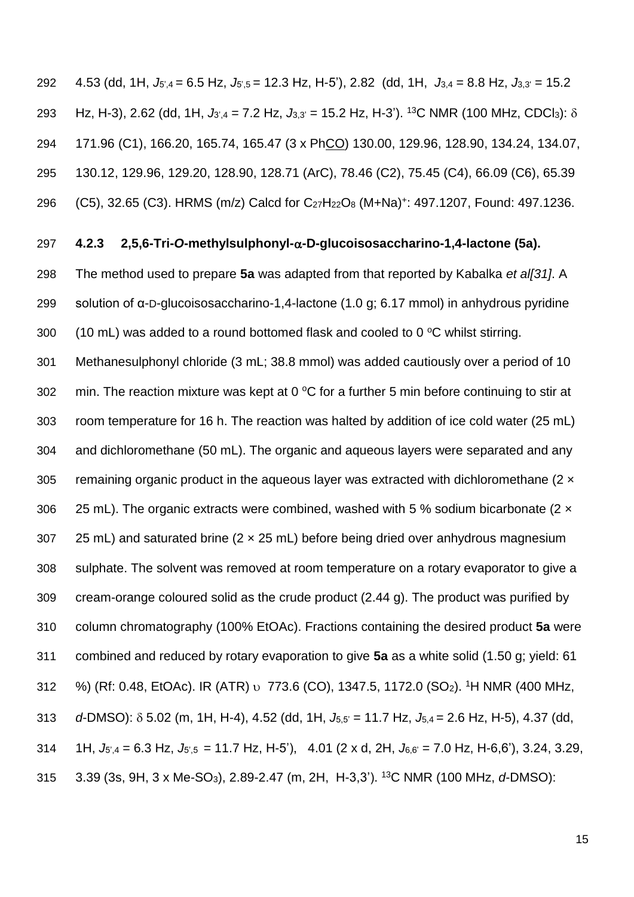4.53 (dd, 1H, $J_{5',4}$ = 6.5 Hz, $J_{5',5}$ = 12.3 Hz, H-5'), 2.82 (dd, 1H, $J_{3,4}$ = 8.8 Hz, $J_{3,3'}$ = 15.2 Hz, H-3), 2.62 (dd, 1H, $J_{3',4}$ = 7.2 Hz, $J_{3,3'}$ = 15.2 Hz, H-3'). $^{13}$C NMR (100 MHz, $CDCl_3$): $\delta$ 171.96 (C1), 166.20, 165.74, 165.47 (3 x Ph<u>CO</u>) 130.00, 129.96, 128.90, 134.24, 134.07, 130.12, 129.96, 129.20, 128.90, 128.71 (ArC), 78.46 (C2), 75.45 (C4), 66.09 (C6), 65.39 (C5), 32.65 (C3). HRMS (m/z) Calcd for $C_{27}H_{22}O_8$ $(M+Na)^+$: 497.1207, Found: 497.1236.

### 4.2.3 2,5,6-Tri-*O*-methylsulphonyl-$\alpha$-D-glucoisosaccharino-1,4-lactone (5a).

The method used to prepare **5a** was adapted from that reported by Kabalka *et al[31]*. A solution of α-D-glucoisosaccharino-1,4-lactone (1.0 g; 6.17 mmol) in anhydrous pyridine (10 mL) was added to a round bottomed flask and cooled to 0 $^o$C whilst stirring. Methanesulphonyl chloride (3 mL; 38.8 mmol) was added cautiously over a period of 10 min. The reaction mixture was kept at 0 $^o$C for a further 5 min before continuing to stir at room temperature for 16 h. The reaction was halted by addition of ice cold water (25 mL) and dichloromethane (50 mL). The organic and aqueous layers were separated and any remaining organic product in the aqueous layer was extracted with dichloromethane (2 × 25 mL). The organic extracts were combined, washed with 5 % sodium bicarbonate (2 × 25 mL) and saturated brine (2 × 25 mL) before being dried over anhydrous magnesium sulphate. The solvent was removed at room temperature on a rotary evaporator to give a cream-orange coloured solid as the crude product (2.44 g). The product was purified by column chromatography (100% EtOAc). Fractions containing the desired product **5a** were combined and reduced by rotary evaporation to give **5a** as a white solid (1.50 g; yield: 61 %) (Rf: 0.48, EtOAc). IR (ATR) $\upsilon$ 773.6 (CO), 1347.5, 1172.0 ($SO_2$). $^1$H NMR (400 MHz, *d*-DMSO): $\delta$ 5.02 (m, 1H, H-4), 4.52 (dd, 1H, $J_{5,5'}$ = 11.7 Hz, $J_{5,4}$ = 2.6 Hz, H-5), 4.37 (dd, 1H, $J_{5',4}$ = 6.3 Hz, $J_{5',5}$ = 11.7 Hz, H-5'), 4.01 (2 x d, 2H, $J_{6,6'}$ = 7.0 Hz, H-6,6'), 3.24, 3.29, 3.39 (3s, 9H, 3 x Me-$SO_3$), 2.89-2.47 (m, 2H, H-3,3'). $^{13}$C NMR (100 MHz, *d*-DMSO):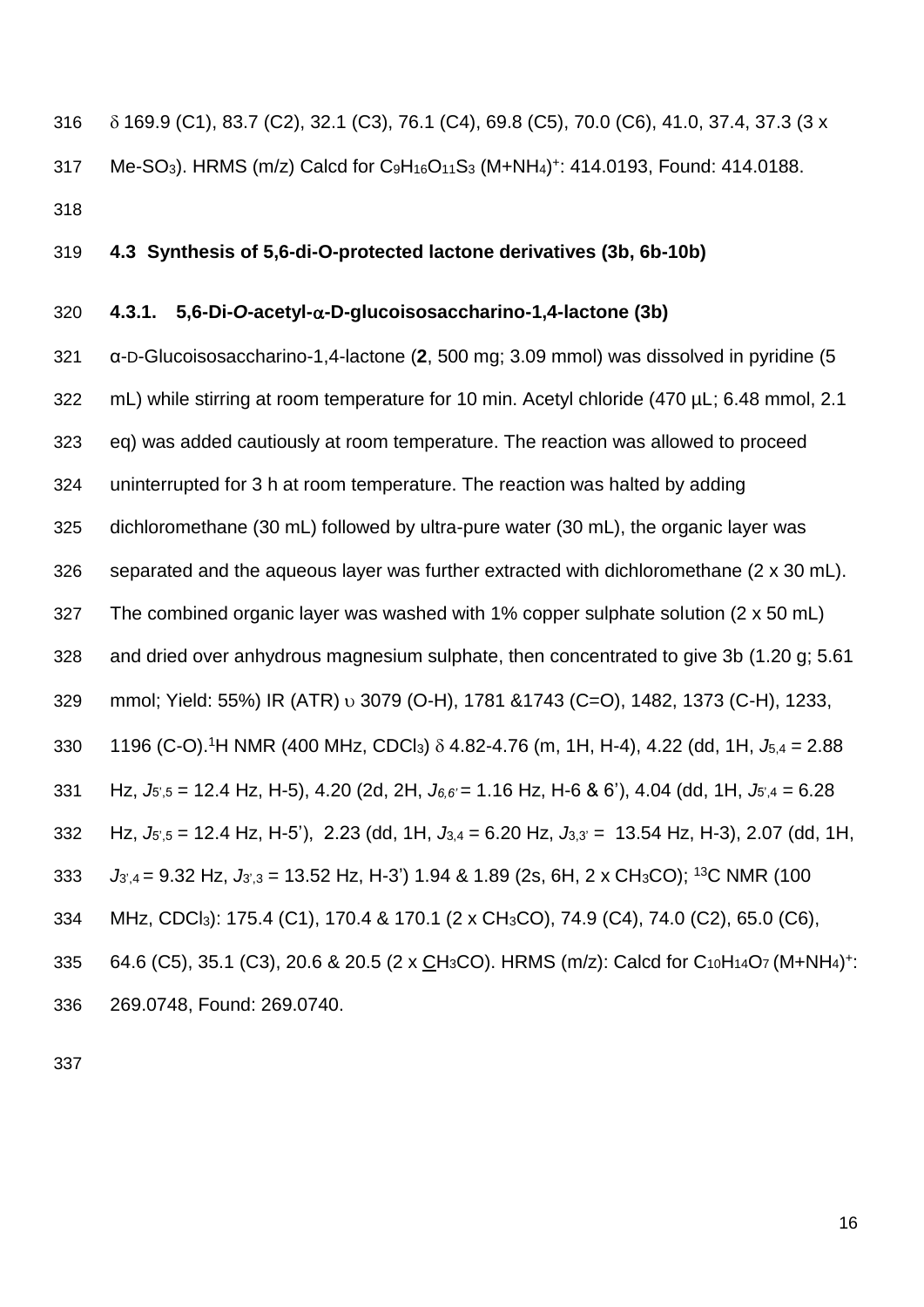δ 169.9 (C1), 83.7 (C2), 32.1 (C3), 76.1 (C4), 69.8 (C5), 70.0 (C6), 41.0, 37.4, 37.3 (3 x Me-$SO_3$). HRMS (m/z) Calcd for $C_9H_{16}O_{11}S_3$ $(M+NH_4)^+$: 414.0193, Found: 414.0188.

## 4.3 Synthesis of 5,6-di-O-protected lactone derivatives (3b, 6b-10b)

### 4.3.1. 5,6-Di-*O*-acetyl-α-D-glucoisosaccharino-1,4-lactone (3b)

α-D-Glucoisosaccharino-1,4-lactone (**2**, 500 mg; 3.09 mmol) was dissolved in pyridine (5 mL) while stirring at room temperature for 10 min. Acetyl chloride (470 µL; 6.48 mmol, 2.1 eq) was added cautiously at room temperature. The reaction was allowed to proceed uninterrupted for 3 h at room temperature. The reaction was halted by adding dichloromethane (30 mL) followed by ultra-pure water (30 mL), the organic layer was separated and the aqueous layer was further extracted with dichloromethane (2 x 30 mL). The combined organic layer was washed with 1% copper sulphate solution (2 x 50 mL) and dried over anhydrous magnesium sulphate, then concentrated to give 3b (1.20 g; 5.61 mmol; Yield: 55%) IR (ATR) υ 3079 (O-H), 1781 &1743 (C=O), 1482, 1373 (C-H), 1233, 1196 (C-O).[1]H NMR (400 MHz, $CDCl_3$) δ 4.82-4.76 (m, 1H, H-4), 4.22 (dd, 1H, $J_{5,4}$ = 2.88 Hz, $J_{5',5}$ = 12.4 Hz, H-5), 4.20 (2d, 2H, $J_{6,6'}$ = 1.16 Hz, H-6 & 6'), 4.04 (dd, 1H, $J_{5',4}$ = 6.28 Hz, $J_{5',5}$ = 12.4 Hz, H-5'), 2.23 (dd, 1H, $J_{3,4}$ = 6.20 Hz, $J_{3,3'}$ = 13.54 Hz, H-3), 2.07 (dd, 1H, $J_{3',4}$ = 9.32 Hz, $J_{3',3}$ = 13.52 Hz, H-3') 1.94 & 1.89 (2s, 6H, 2 x $CH_3CO$); [13]C NMR (100 MHz, $CDCl_3$): 175.4 (C1), 170.4 & 170.1 (2 x $CH_3CO$), 74.9 (C4), 74.0 (C2), 65.0 (C6), 64.6 (C5), 35.1 (C3), 20.6 & 20.5 (2 x $\underline{C}H_3CO$). HRMS (m/z): Calcd for $C_{10}H_{14}O_7$ $(M+NH_4)^+$: 269.0748, Found: 269.0740.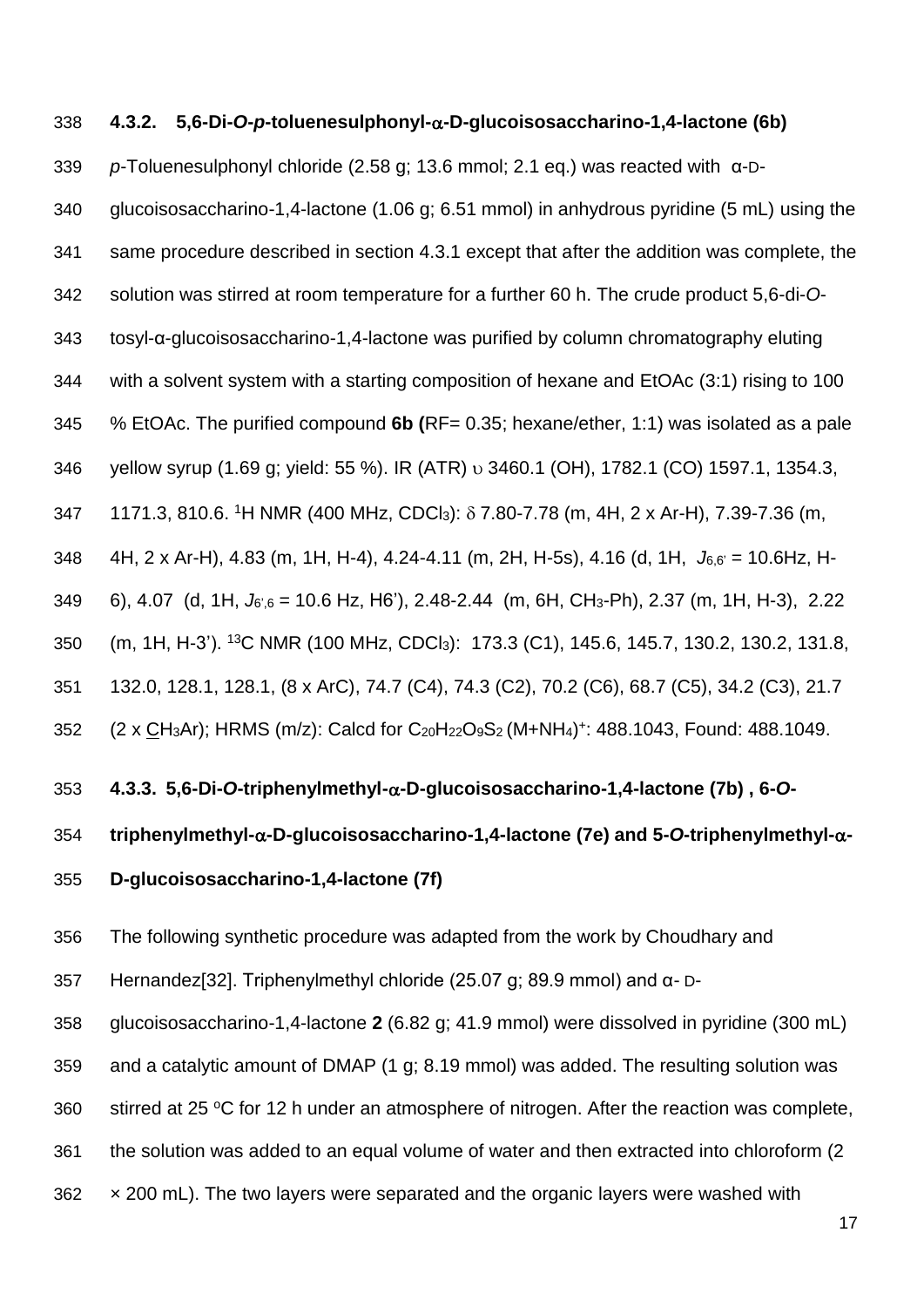#### 4.3.2. 5,6-Di-*O*-*p*-toluenesulphonyl-α-D-glucoisosaccharino-1,4-lactone (6b)

*p*-Toluenesulphonyl chloride (2.58 g; 13.6 mmol; 2.1 eq.) was reacted with α-D-glucoisosaccharino-1,4-lactone (1.06 g; 6.51 mmol) in anhydrous pyridine (5 mL) using the same procedure described in section 4.3.1 except that after the addition was complete, the solution was stirred at room temperature for a further 60 h. The crude product 5,6-di-*O*-tosyl-α-glucoisosaccharino-1,4-lactone was purified by column chromatography eluting with a solvent system with a starting composition of hexane and EtOAc (3:1) rising to 100 % EtOAc. The purified compound **6b (**RF= 0.35; hexane/ether, 1:1) was isolated as a pale yellow syrup (1.69 g; yield: 55 %). IR (ATR) υ 3460.1 (OH), 1782.1 (CO) 1597.1, 1354.3, 1171.3, 810.6. $^{1}$H NMR (400 MHz, $CDCl_3$): δ 7.80-7.78 (m, 4H, 2 x Ar-H), 7.39-7.36 (m, 4H, 2 x Ar-H), 4.83 (m, 1H, H-4), 4.24-4.11 (m, 2H, H-5s), 4.16 (d, 1H, $J_{6,6'}$ = 10.6Hz, H-6), 4.07 (d, 1H, $J_{6',6}$ = 10.6 Hz, H6'), 2.48-2.44 (m, 6H, $CH_3$-Ph), 2.37 (m, 1H, H-3), 2.22 (m, 1H, H-3'). $^{13}$C NMR (100 MHz, $CDCl_3$): 173.3 (C1), 145.6, 145.7, 130.2, 130.2, 131.8, 132.0, 128.1, 128.1, (8 x ArC), 74.7 (C4), 74.3 (C2), 70.2 (C6), 68.7 (C5), 34.2 (C3), 21.7 (2 x $\underline{C}H_3$Ar); HRMS (m/z): Calcd for $C_{20}H_{22}O_9S_2$ $(M+NH_4)^+$: 488.1043, Found: 488.1049.

#### 4.3.3. 5,6-Di-*O*-triphenylmethyl-α-D-glucoisosaccharino-1,4-lactone (7b) , 6-*O*-triphenylmethyl-α-D-glucoisosaccharino-1,4-lactone (7e) and 5-*O*-triphenylmethyl-α-D-glucoisosaccharino-1,4-lactone (7f)

The following synthetic procedure was adapted from the work by Choudhary and Hernandez[32]. Triphenylmethyl chloride (25.07 g; 89.9 mmol) and α- D-glucoisosaccharino-1,4-lactone **2** (6.82 g; 41.9 mmol) were dissolved in pyridine (300 mL) and a catalytic amount of DMAP (1 g; 8.19 mmol) was added. The resulting solution was stirred at 25 °C for 12 h under an atmosphere of nitrogen. After the reaction was complete, the solution was added to an equal volume of water and then extracted into chloroform (2 × 200 mL). The two layers were separated and the organic layers were washed with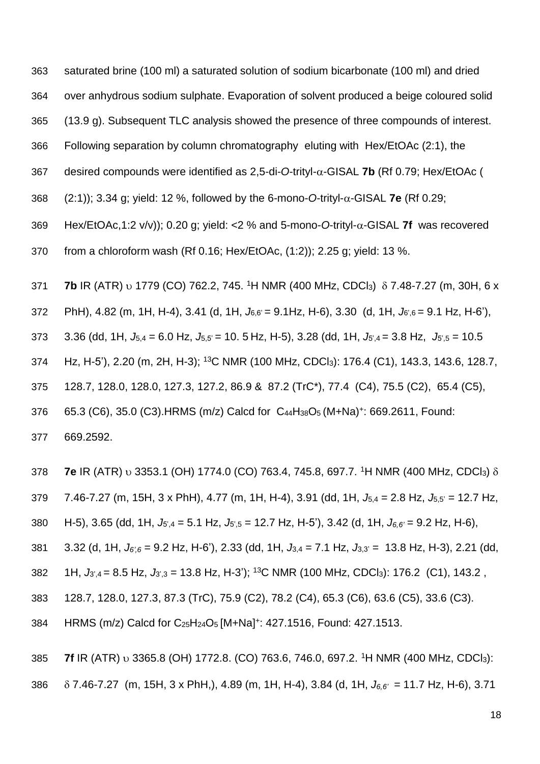saturated brine (100 ml) a saturated solution of sodium bicarbonate (100 ml) and dried over anhydrous sodium sulphate. Evaporation of solvent produced a beige coloured solid (13.9 g). Subsequent TLC analysis showed the presence of three compounds of interest. Following separation by column chromatography eluting with Hex/EtOAc (2:1), the desired compounds were identified as 2,5-di-*O*-trityl-α-GISAL **7b** (Rf 0.79; Hex/EtOAc ((2:1)); 3.34 g; yield: 12 %, followed by the 6-mono-*O*-trityl-α-GISAL **7e** (Rf 0.29; Hex/EtOAc,1:2 v/v)); 0.20 g; yield: <2 % and 5-mono-*O*-trityl-α-GISAL **7f** was recovered from a chloroform wash (Rf 0.16; Hex/EtOAc, (1:2)); 2.25 g; yield: 13 %.

**7b** IR (ATR) υ 1779 (CO) 762.2, 745. [1]H NMR (400 MHz, $CDCl_3$) δ 7.48-7.27 (m, 30H, 6 x PhH), 4.82 (m, 1H, H-4), 3.41 (d, 1H, $J_{6,6'}$ = 9.1Hz, H-6), 3.30 (d, 1H, $J_{6',6}$ = 9.1 Hz, H-6'), 3.36 (dd, 1H, $J_{5,4}$ = 6.0 Hz, $J_{5,5'}$ = 10. 5 Hz, H-5), 3.28 (dd, 1H, $J_{5',4}$ = 3.8 Hz, $J_{5',5}$ = 10.5 Hz, H-5'), 2.20 (m, 2H, H-3); [13]C NMR (100 MHz, $CDCl_3$): 176.4 (C1), 143.3, 143.6, 128.7, 128.7, 128.0, 128.0, 127.3, 127.2, 86.9 & 87.2 (TrC*), 77.4 (C4), 75.5 (C2), 65.4 (C5), 65.3 (C6), 35.0 (C3).HRMS (m/z) Calcd for $C_{44}H_{38}O_5$ $(M+Na)^+$: 669.2611, Found: 669.2592.

**7e** IR (ATR) υ 3353.1 (OH) 1774.0 (CO) 763.4, 745.8, 697.7. [1]H NMR (400 MHz, $CDCl_3$) δ 7.46-7.27 (m, 15H, 3 x PhH), 4.77 (m, 1H, H-4), 3.91 (dd, 1H, $J_{5,4}$ = 2.8 Hz, $J_{5,5'}$ = 12.7 Hz, H-5), 3.65 (dd, 1H, $J_{5',4}$ = 5.1 Hz, $J_{5',5}$ = 12.7 Hz, H-5'), 3.42 (d, 1H, $J_{6,6'}$ = 9.2 Hz, H-6), 3.32 (d, 1H, $J_{6',6}$ = 9.2 Hz, H-6'), 2.33 (dd, 1H, $J_{3,4}$ = 7.1 Hz, $J_{3,3'}$ = 13.8 Hz, H-3), 2.21 (dd, 1H, $J_{3',4}$ = 8.5 Hz, $J_{3',3}$ = 13.8 Hz, H-3'); [13]C NMR (100 MHz, $CDCl_3$): 176.2 (C1), 143.2 , 128.7, 128.0, 127.3, 87.3 (TrC), 75.9 (C2), 78.2 (C4), 65.3 (C6), 63.6 (C5), 33.6 (C3). HRMS (m/z) Calcd for $C_{25}H_{24}O_5$ $[M+Na]^+$: 427.1516, Found: 427.1513.

**7f** IR (ATR) υ 3365.8 (OH) 1772.8. (CO) 763.6, 746.0, 697.2. [1]H NMR (400 MHz, $CDCl_3$): δ 7.46-7.27 (m, 15H, 3 x PhH,), 4.89 (m, 1H, H-4), 3.84 (d, 1H, $J_{6,6'}$ = 11.7 Hz, H-6), 3.71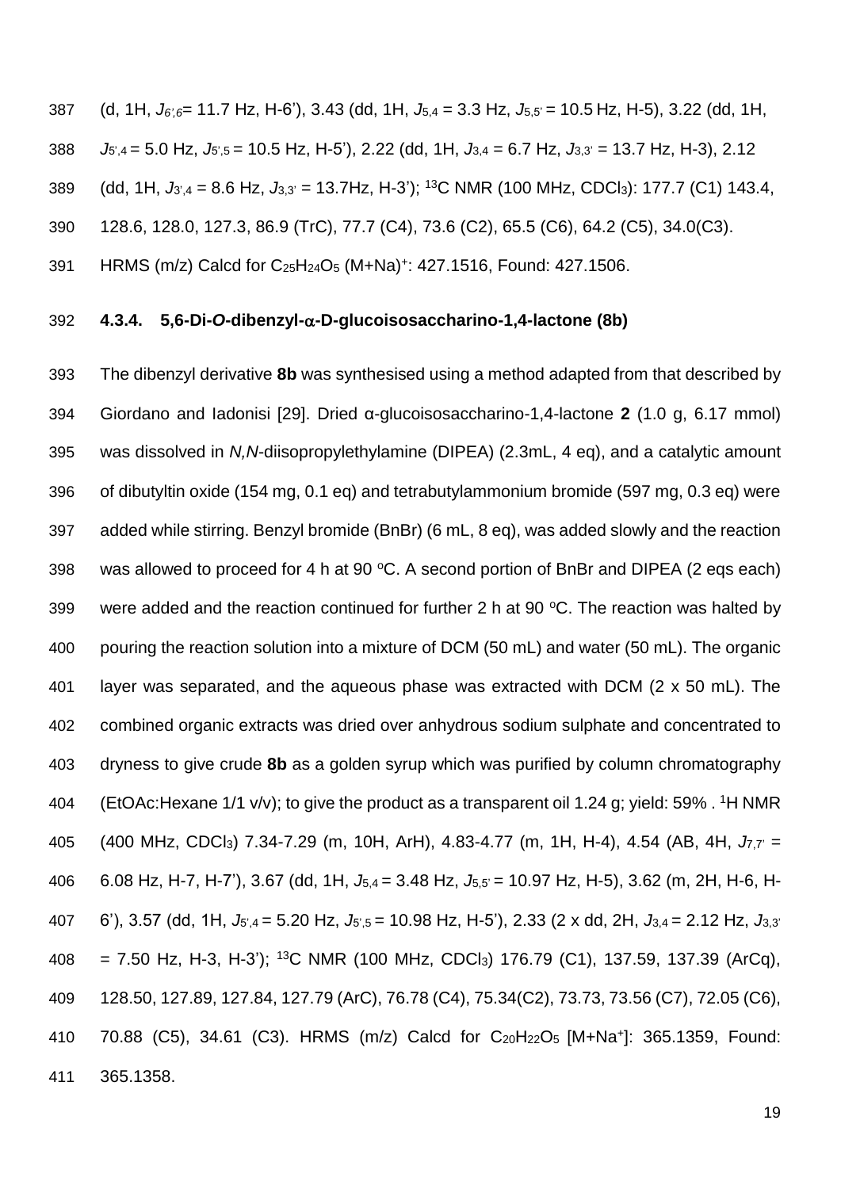(d, 1H, $J_{6',6}$= 11.7 Hz, H-6'), 3.43 (dd, 1H, $J_{5,4}$ = 3.3 Hz, $J_{5,5'}$ = 10.5 Hz, H-5), 3.22 (dd, 1H, $J_{5',4}$ = 5.0 Hz, $J_{5',5}$ = 10.5 Hz, H-5'), 2.22 (dd, 1H, $J_{3,4}$ = 6.7 Hz, $J_{3,3'}$ = 13.7 Hz, H-3), 2.12 (dd, 1H, $J_{3',4}$ = 8.6 Hz, $J_{3,3'}$ = 13.7Hz, H-3'); $^{13}$C NMR (100 MHz, $CDCl_3$): 177.7 (C1) 143.4, 128.6, 128.0, 127.3, 86.9 (TrC), 77.7 (C4), 73.6 (C2), 65.5 (C6), 64.2 (C5), 34.0(C3). HRMS (m/z) Calcd for $C_{25}H_{24}O_5$ $(M+Na)^+$: 427.1516, Found: 427.1506.

#### 4.3.4. 5,6-Di-*O*-dibenzyl-α-D-glucoisosaccharino-1,4-lactone (8b)

The dibenzyl derivative **8b** was synthesised using a method adapted from that described by Giordano and Iadonisi [29]. Dried α-glucoisosaccharino-1,4-lactone **2** (1.0 g, 6.17 mmol) was dissolved in *N,N*-diisopropylethylamine (DIPEA) (2.3mL, 4 eq), and a catalytic amount of dibutyltin oxide (154 mg, 0.1 eq) and tetrabutylammonium bromide (597 mg, 0.3 eq) were added while stirring. Benzyl bromide (BnBr) (6 mL, 8 eq), was added slowly and the reaction was allowed to proceed for 4 h at 90 °C. A second portion of BnBr and DIPEA (2 eqs each) were added and the reaction continued for further 2 h at 90 °C. The reaction was halted by pouring the reaction solution into a mixture of DCM (50 mL) and water (50 mL). The organic layer was separated, and the aqueous phase was extracted with DCM (2 x 50 mL). The combined organic extracts was dried over anhydrous sodium sulphate and concentrated to dryness to give crude **8b** as a golden syrup which was purified by column chromatography (EtOAc:Hexane 1/1 v/v); to give the product as a transparent oil 1.24 g; yield: 59% . $^{1}$H NMR (400 MHz, $CDCl_3$) 7.34-7.29 (m, 10H, ArH), 4.83-4.77 (m, 1H, H-4), 4.54 (AB, 4H, $J_{7,7'}$ = 6.08 Hz, H-7, H-7'), 3.67 (dd, 1H, $J_{5,4}$ = 3.48 Hz, $J_{5,5'}$ = 10.97 Hz, H-5), 3.62 (m, 2H, H-6, H-6'), 3.57 (dd, 1H, $J_{5',4}$ = 5.20 Hz, $J_{5',5}$ = 10.98 Hz, H-5'), 2.33 (2 x dd, 2H, $J_{3,4}$ = 2.12 Hz, $J_{3,3'}$ = 7.50 Hz, H-3, H-3'); $^{13}$C NMR (100 MHz, $CDCl_3$) 176.79 (C1), 137.59, 137.39 (ArCq), 128.50, 127.89, 127.84, 127.79 (ArC), 76.78 (C4), 75.34(C2), 73.73, 73.56 (C7), 72.05 (C6), 70.88 (C5), 34.61 (C3). HRMS (m/z) Calcd for $C_{20}H_{22}O_5$ $[M+Na^+]$: 365.1359, Found: 365.1358.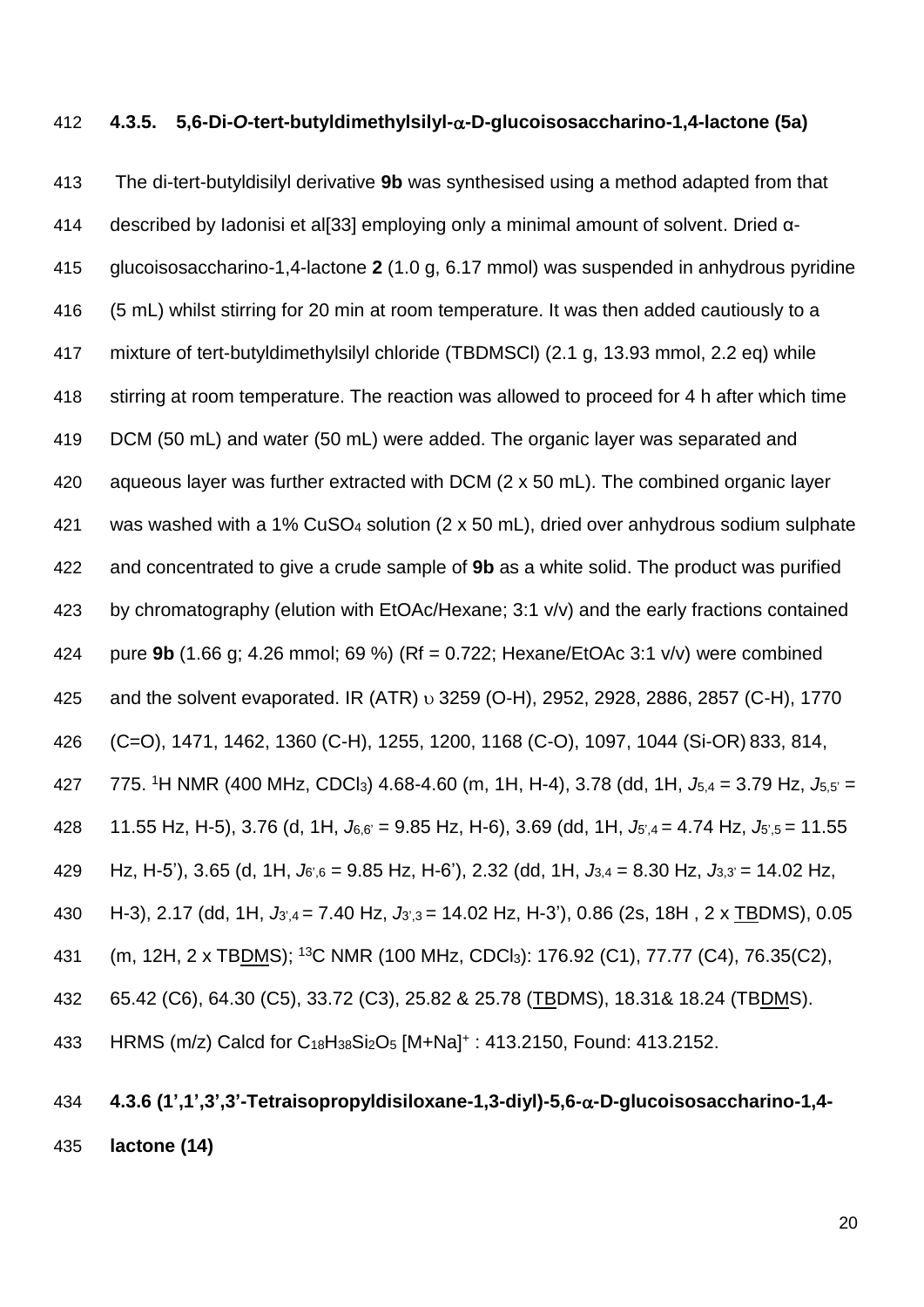### 4.3.5. 5,6-Di-*O*-tert-butyldimethylsilyl-α-D-glucoisosaccharino-1,4-lactone (5a)

The di-tert-butyldisilyl derivative **9b** was synthesised using a method adapted from that described by Iadonisi et al[33] employing only a minimal amount of solvent. Dried α-glucoisosaccharino-1,4-lactone **2** (1.0 g, 6.17 mmol) was suspended in anhydrous pyridine (5 mL) whilst stirring for 20 min at room temperature. It was then added cautiously to a mixture of tert-butyldimethylsilyl chloride (TBDMSCl) (2.1 g, 13.93 mmol, 2.2 eq) while stirring at room temperature. The reaction was allowed to proceed for 4 h after which time DCM (50 mL) and water (50 mL) were added. The organic layer was separated and aqueous layer was further extracted with DCM (2 x 50 mL). The combined organic layer was washed with a 1% $CuSO_4$ solution (2 x 50 mL), dried over anhydrous sodium sulphate and concentrated to give a crude sample of **9b** as a white solid. The product was purified by chromatography (elution with EtOAc/Hexane; 3:1 v/v) and the early fractions contained pure **9b** (1.66 g; 4.26 mmol; 69 %) (Rf = 0.722; Hexane/EtOAc 3:1 v/v) were combined and the solvent evaporated. IR (ATR) υ 3259 (O-H), 2952, 2928, 2886, 2857 (C-H), 1770 (C=O), 1471, 1462, 1360 (C-H), 1255, 1200, 1168 (C-O), 1097, 1044 (Si-OR) 833, 814, 775. $^1$H NMR (400 MHz, $CDCl_3$) 4.68-4.60 (m, 1H, H-4), 3.78 (dd, 1H, $J_{5,4}$ = 3.79 Hz, $J_{5,5'}$ = 11.55 Hz, H-5), 3.76 (d, 1H, $J_{6,6'}$ = 9.85 Hz, H-6), 3.69 (dd, 1H, $J_{5',4}$ = 4.74 Hz, $J_{5',5}$ = 11.55 Hz, H-5'), 3.65 (d, 1H, $J_{6',6}$ = 9.85 Hz, H-6'), 2.32 (dd, 1H, $J_{3,4}$ = 8.30 Hz, $J_{3,3'}$ = 14.02 Hz, H-3), 2.17 (dd, 1H, $J_{3',4}$ = 7.40 Hz, $J_{3',3}$ = 14.02 Hz, H-3'), 0.86 (2s, 18H , 2 x TBDMS), 0.05 (m, 12H, 2 x TBDMS); $^{13}$C NMR (100 MHz, $CDCl_3$): 176.92 (C1), 77.77 (C4), 76.35(C2), 65.42 (C6), 64.30 (C5), 33.72 (C3), 25.82 & 25.78 (TBDMS), 18.31& 18.24 (TBDMS). HRMS (m/z) Calcd for $C_{18}H_{38}Si_2O_5$ $[M+Na]^+$ : 413.2150, Found: 413.2152.

### 4.3.6 (1',1',3',3'-Tetraisopropyldisiloxane-1,3-diyl)-5,6-α-D-glucoisosaccharino-1,4-lactone (14)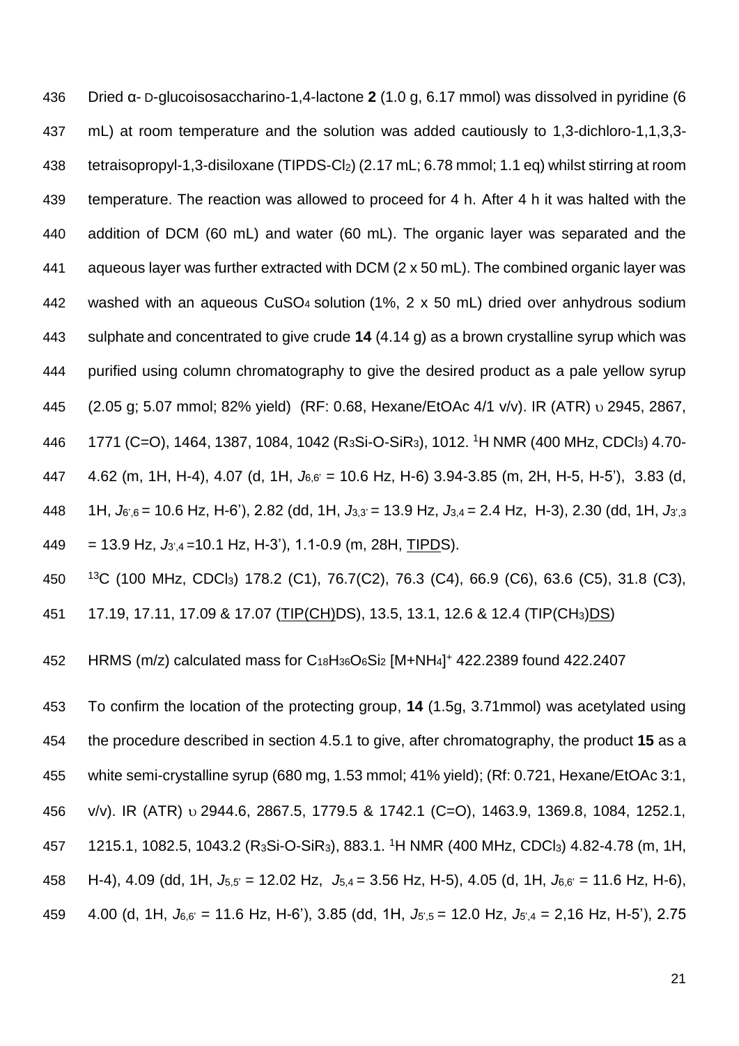Dried α-D-glucoisosaccharino-1,4-lactone **2** (1.0 g, 6.17 mmol) was dissolved in pyridine (6 mL) at room temperature and the solution was added cautiously to 1,3-dichloro-1,1,3,3-tetraisopropyl-1,3-disiloxane (TIPDS-$Cl_2$) (2.17 mL; 6.78 mmol; 1.1 eq) whilst stirring at room temperature. The reaction was allowed to proceed for 4 h. After 4 h it was halted with the addition of DCM (60 mL) and water (60 mL). The organic layer was separated and the aqueous layer was further extracted with DCM (2 x 50 mL). The combined organic layer was washed with an aqueous $CuSO_4$ solution (1%, 2 x 50 mL) dried over anhydrous sodium sulphate and concentrated to give crude **14** (4.14 g) as a brown crystalline syrup which was purified using column chromatography to give the desired product as a pale yellow syrup (2.05 g; 5.07 mmol; 82% yield) (RF: 0.68, Hexane/EtOAc 4/1 v/v). IR (ATR) υ 2945, 2867, 1771 (C=O), 1464, 1387, 1084, 1042 ($R_3$Si-O-Si$R_3$), 1012. $^1$H NMR (400 MHz, $CDCl_3$) 4.70-4.62 (m, 1H, H-4), 4.07 (d, 1H, $J_{6,6'}$ = 10.6 Hz, H-6) 3.94-3.85 (m, 2H, H-5, H-5'), 3.83 (d, 1H, $J_{6',6}$ = 10.6 Hz, H-6'), 2.82 (dd, 1H, $J_{3,3'}$ = 13.9 Hz, $J_{3,4}$ = 2.4 Hz, H-3), 2.30 (dd, 1H, $J_{3',3}$ = 13.9 Hz, $J_{3',4}$ =10.1 Hz, H-3'), 1.1-0.9 (m, 28H, TIPDS).

$^{13}$C (100 MHz, $CDCl_3$) 178.2 (C1), 76.7(C2), 76.3 (C4), 66.9 (C6), 63.6 (C5), 31.8 (C3), 17.19, 17.11, 17.09 & 17.07 (TIP(CH)DS), 13.5, 13.1, 12.6 & 12.4 (TIP($CH_3$)DS)

HRMS (m/z) calculated mass for $C_{18}H_{36}O_6Si_2$ $[M+NH_4]^+$ 422.2389 found 422.2407

To confirm the location of the protecting group, **14** (1.5g, 3.71mmol) was acetylated using the procedure described in section 4.5.1 to give, after chromatography, the product **15** as a white semi-crystalline syrup (680 mg, 1.53 mmol; 41% yield); (Rf: 0.721, Hexane/EtOAc 3:1, v/v). IR (ATR) υ 2944.6, 2867.5, 1779.5 & 1742.1 (C=O), 1463.9, 1369.8, 1084, 1252.1, 1215.1, 1082.5, 1043.2 ($R_3$Si-O-Si$R_3$), 883.1. $^1$H NMR (400 MHz, $CDCl_3$) 4.82-4.78 (m, 1H, H-4), 4.09 (dd, 1H, $J_{5,5'}$ = 12.02 Hz, $J_{5,4}$ = 3.56 Hz, H-5), 4.05 (d, 1H, $J_{6,6'}$ = 11.6 Hz, H-6), 4.00 (d, 1H, $J_{6,6'}$ = 11.6 Hz, H-6'), 3.85 (dd, 1H, $J_{5',5}$ = 12.0 Hz, $J_{5',4}$ = 2,16 Hz, H-5'), 2.75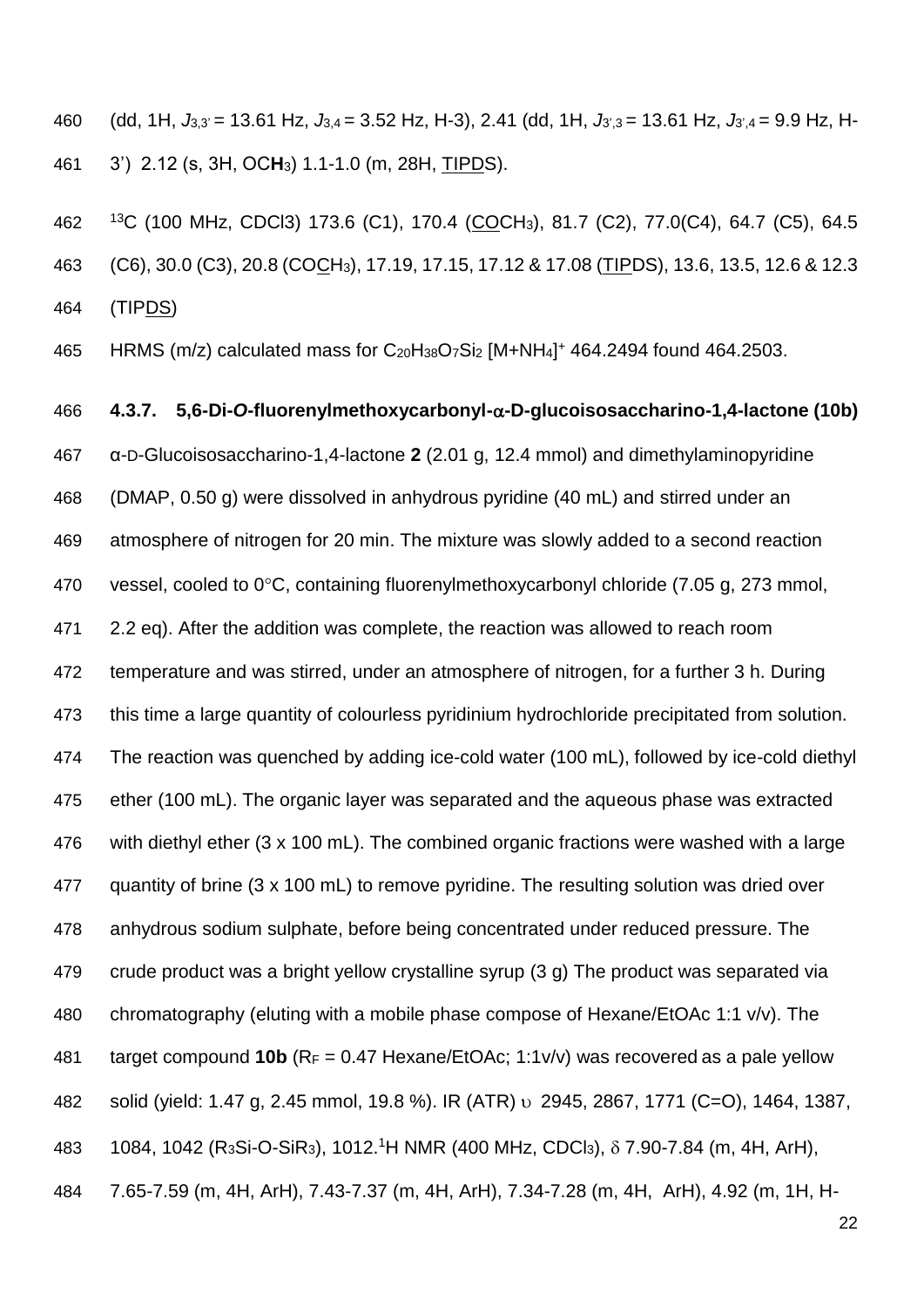(dd, 1H, $J_{3,3'}$ = 13.61 Hz, $J_{3,4}$ = 3.52 Hz, H-3), 2.41 (dd, 1H, $J_{3',3}$ = 13.61 Hz, $J_{3',4}$ = 9.9 Hz, H-3') 2.12 (s, 3H, OC**H**$_3$) 1.1-1.0 (m, 28H, <u>TIPD</u>S).

$^{13}$C (100 MHz, CDCl3) 173.6 (C1), 170.4 (<u>CO</u>CH$_3$), 81.7 (C2), 77.0(C4), 64.7 (C5), 64.5 (C6), 30.0 (C3), 20.8 (CO<u>C</u>H$_3$), 17.19, 17.15, 17.12 & 17.08 (<u>TIP</u>DS), 13.6, 13.5, 12.6 & 12.3 (TIP<u>DS</u>)

HRMS (m/z) calculated mass for $C_{20}H_{38}O_7Si_2$ $[M+NH_4]^+$ 464.2494 found 464.2503.

### 4.3.7. 5,6-Di-*O*-fluorenylmethoxycarbonyl-α-D-glucoisosaccharino-1,4-lactone (10b)

α-D-Glucoisosaccharino-1,4-lactone **2** (2.01 g, 12.4 mmol) and dimethylaminopyridine (DMAP, 0.50 g) were dissolved in anhydrous pyridine (40 mL) and stirred under an atmosphere of nitrogen for 20 min. The mixture was slowly added to a second reaction vessel, cooled to 0°C, containing fluorenylmethoxycarbonyl chloride (7.05 g, 273 mmol, 2.2 eq). After the addition was complete, the reaction was allowed to reach room temperature and was stirred, under an atmosphere of nitrogen, for a further 3 h. During this time a large quantity of colourless pyridinium hydrochloride precipitated from solution. The reaction was quenched by adding ice-cold water (100 mL), followed by ice-cold diethyl ether (100 mL). The organic layer was separated and the aqueous phase was extracted with diethyl ether (3 x 100 mL). The combined organic fractions were washed with a large quantity of brine (3 x 100 mL) to remove pyridine. The resulting solution was dried over anhydrous sodium sulphate, before being concentrated under reduced pressure. The crude product was a bright yellow crystalline syrup (3 g) The product was separated via chromatography (eluting with a mobile phase compose of Hexane/EtOAc 1:1 v/v). The target compound **10b** ($R_F$ = 0.47 Hexane/EtOAc; 1:1v/v) was recovered as a pale yellow solid (yield: 1.47 g, 2.45 mmol, 19.8 %). IR (ATR) υ 2945, 2867, 1771 (C=O), 1464, 1387, 1084, 1042 ($R_3$Si-O-Si$R_3$), 1012.$^1$H NMR (400 MHz, CDCl$_3$), δ 7.90-7.84 (m, 4H, ArH), 7.65-7.59 (m, 4H, ArH), 7.43-7.37 (m, 4H, ArH), 7.34-7.28 (m, 4H, ArH), 4.92 (m, 1H, H-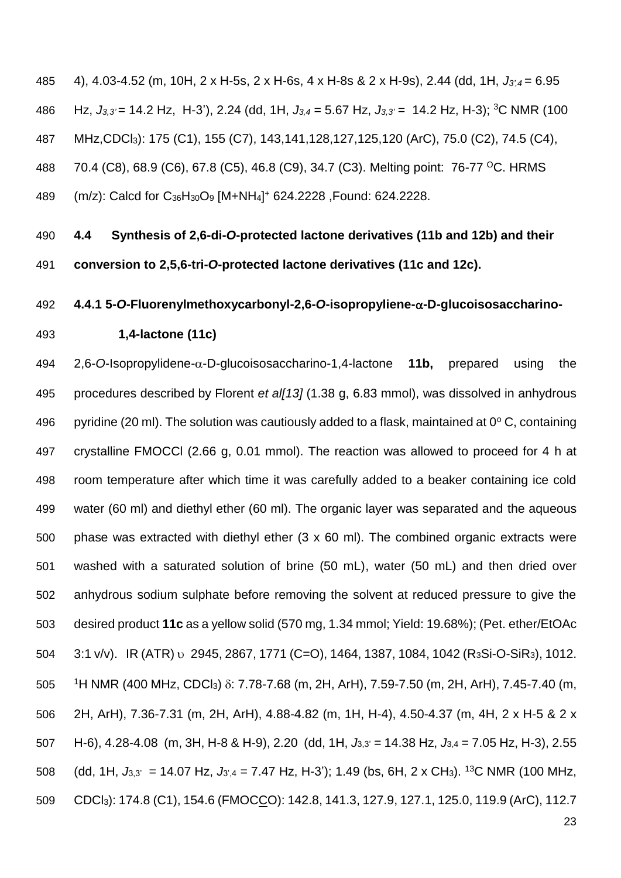4), 4.03-4.52 (m, 10H, 2 x H-5s, 2 x H-6s, 4 x H-8s & 2 x H-9s), 2.44 (dd, 1H, $J_{3',4}$ = 6.95 Hz, $J_{3,3'}$ = 14.2 Hz, H-3'), 2.24 (dd, 1H, $J_{3,4}$ = 5.67 Hz, $J_{3,3'}$ = 14.2 Hz, H-3); $^{3}$C NMR (100 MHz,$CDCl_3$): 175 (C1), 155 (C7), 143,141,128,127,125,120 (ArC), 75.0 (C2), 74.5 (C4), 70.4 (C8), 68.9 (C6), 67.8 (C5), 46.8 (C9), 34.7 (C3). Melting point: 76-77 $^{O}$C. HRMS (m/z): Calcd for $C_{36}H_{30}O_9$ $[M+NH_4]^+$ 624.2228 ,Found: 624.2228.

## 4.4 Synthesis of 2,6-di-*O*-protected lactone derivatives (11b and 12b) and their conversion to 2,5,6-tri-*O*-protected lactone derivatives (11c and 12c).

### 4.4.1 5-*O*-Fluorenylmethoxycarbonyl-2,6-*O*-isopropyliene-α-D-glucoisosaccharino-1,4-lactone (11c)

2,6-*O*-Isopropylidene-α-D-glucoisosaccharino-1,4-lactone **11b,** prepared using the procedures described by Florent *et al[13]* (1.38 g, 6.83 mmol), was dissolved in anhydrous pyridine (20 ml). The solution was cautiously added to a flask, maintained at 0$^{o}$ C, containing crystalline FMOCCl (2.66 g, 0.01 mmol). The reaction was allowed to proceed for 4 h at room temperature after which time it was carefully added to a beaker containing ice cold water (60 ml) and diethyl ether (60 ml). The organic layer was separated and the aqueous phase was extracted with diethyl ether (3 x 60 ml). The combined organic extracts were washed with a saturated solution of brine (50 mL), water (50 mL) and then dried over anhydrous sodium sulphate before removing the solvent at reduced pressure to give the desired product **11c** as a yellow solid (570 mg, 1.34 mmol; Yield: 19.68%); (Pet. ether/EtOAc 3:1 v/v). IR (ATR) υ 2945, 2867, 1771 (C=O), 1464, 1387, 1084, 1042 ($R_3Si$-O-$SiR_3$), 1012. $^{1}$H NMR (400 MHz, $CDCl_3$) δ: 7.78-7.68 (m, 2H, ArH), 7.59-7.50 (m, 2H, ArH), 7.45-7.40 (m, 2H, ArH), 7.36-7.31 (m, 2H, ArH), 4.88-4.82 (m, 1H, H-4), 4.50-4.37 (m, 4H, 2 x H-5 & 2 x H-6), 4.28-4.08 (m, 3H, H-8 & H-9), 2.20 (dd, 1H, $J_{3,3'}$ = 14.38 Hz, $J_{3,4}$ = 7.05 Hz, H-3), 2.55 (dd, 1H, $J_{3,3'}$ = 14.07 Hz, $J_{3',4}$ = 7.47 Hz, H-3'); 1.49 (bs, 6H, 2 x $CH_3$). $^{13}$C NMR (100 MHz, $CDCl_3$): 174.8 (C1), 154.6 (FMOC<u>C</u>O): 142.8, 141.3, 127.9, 127.1, 125.0, 119.9 (ArC), 112.7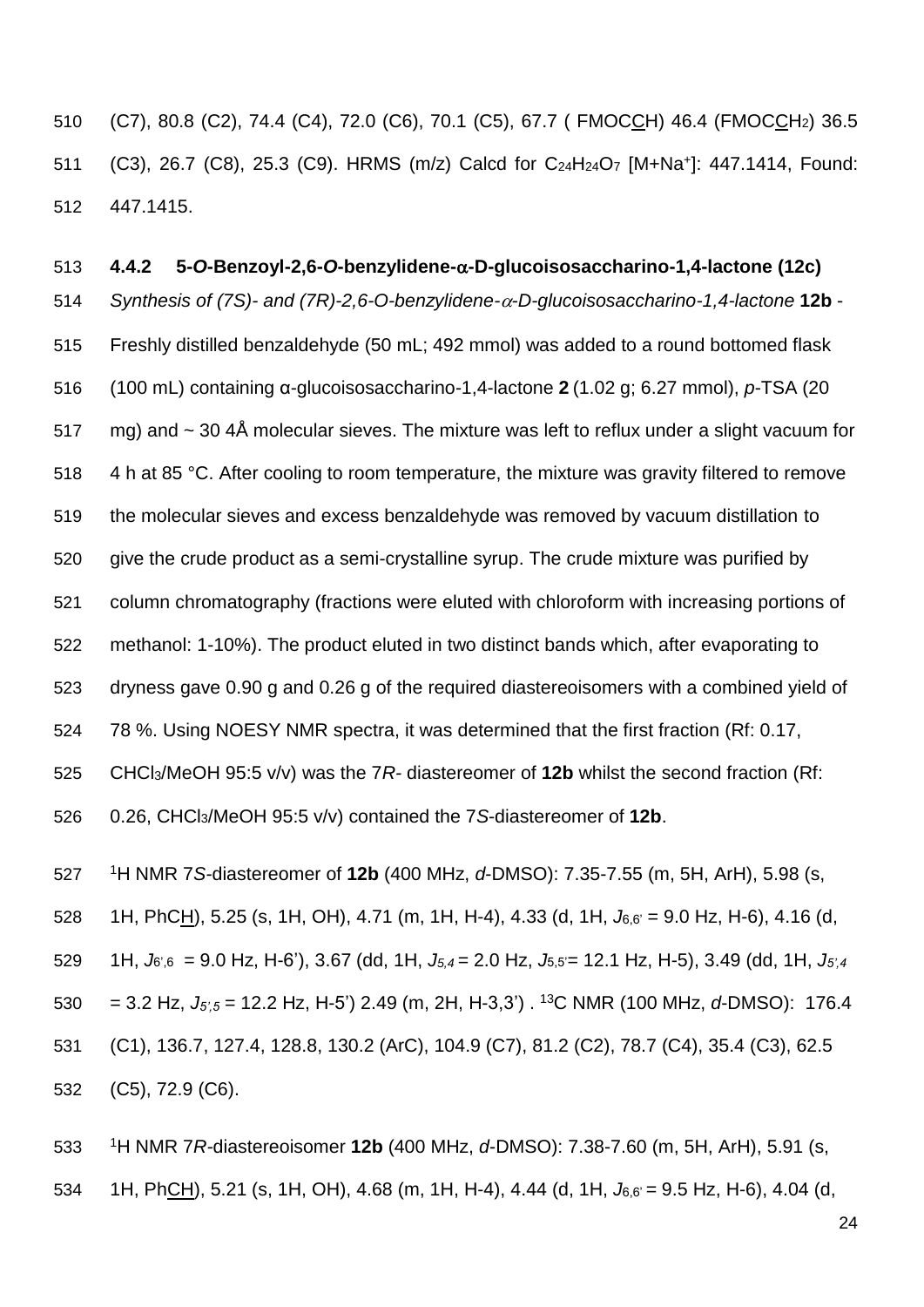(C7), 80.8 (C2), 74.4 (C4), 72.0 (C6), 70.1 (C5), 67.7 ( FMOCCH) 46.4 (FMOCCH$_2$) 36.5 (C3), 26.7 (C8), 25.3 (C9). HRMS (m/z) Calcd for $C_{24}H_{24}O_7$ [M+Na$^+$]: 447.1414, Found: 447.1415.

### 4.4.2 5-*O*-Benzoyl-2,6-*O*-benzylidene-α-D-glucoisosaccharino-1,4-lactone (12c)

*Synthesis of (7S)- and (7R)-2,6-O-benzylidene-α-D-glucoisosaccharino-1,4-lactone* **12b** - Freshly distilled benzaldehyde (50 mL; 492 mmol) was added to a round bottomed flask (100 mL) containing α-glucoisosaccharino-1,4-lactone **2** (1.02 g; 6.27 mmol), *p*-TSA (20 mg) and ~ 30 4Å molecular sieves. The mixture was left to reflux under a slight vacuum for 4 h at 85 °C. After cooling to room temperature, the mixture was gravity filtered to remove the molecular sieves and excess benzaldehyde was removed by vacuum distillation to give the crude product as a semi-crystalline syrup. The crude mixture was purified by column chromatography (fractions were eluted with chloroform with increasing portions of methanol: 1-10%). The product eluted in two distinct bands which, after evaporating to dryness gave 0.90 g and 0.26 g of the required diastereoisomers with a combined yield of 78 %. Using NOESY NMR spectra, it was determined that the first fraction (Rf: 0.17, $CHCl_3$/MeOH 95:5 v/v) was the 7*R*- diastereomer of **12b** whilst the second fraction (Rf: 0.26, $CHCl_3$/MeOH 95:5 v/v) contained the 7*S*-diastereomer of **12b**.

$^1$H NMR 7*S*-diastereomer of **12b** (400 MHz, *d*-DMSO): 7.35-7.55 (m, 5H, ArH), 5.98 (s, 1H, PhCH), 5.25 (s, 1H, OH), 4.71 (m, 1H, H-4), 4.33 (d, 1H, $J_{6,6'}$ = 9.0 Hz, H-6), 4.16 (d, 1H, $J_{6',6}$ = 9.0 Hz, H-6'), 3.67 (dd, 1H, $J_{5,4}$ = 2.0 Hz, $J_{5,5'}$ = 12.1 Hz, H-5), 3.49 (dd, 1H, $J_{5',4}$ = 3.2 Hz, $J_{5',5}$ = 12.2 Hz, H-5') 2.49 (m, 2H, H-3,3') . $^{13}$C NMR (100 MHz, *d*-DMSO): 176.4 (C1), 136.7, 127.4, 128.8, 130.2 (ArC), 104.9 (C7), 81.2 (C2), 78.7 (C4), 35.4 (C3), 62.5 (C5), 72.9 (C6).

$^1$H NMR 7*R*-diastereoisomer **12b** (400 MHz, *d*-DMSO): 7.38-7.60 (m, 5H, ArH), 5.91 (s, 1H, PhCH), 5.21 (s, 1H, OH), 4.68 (m, 1H, H-4), 4.44 (d, 1H, $J_{6,6'}$ = 9.5 Hz, H-6), 4.04 (d,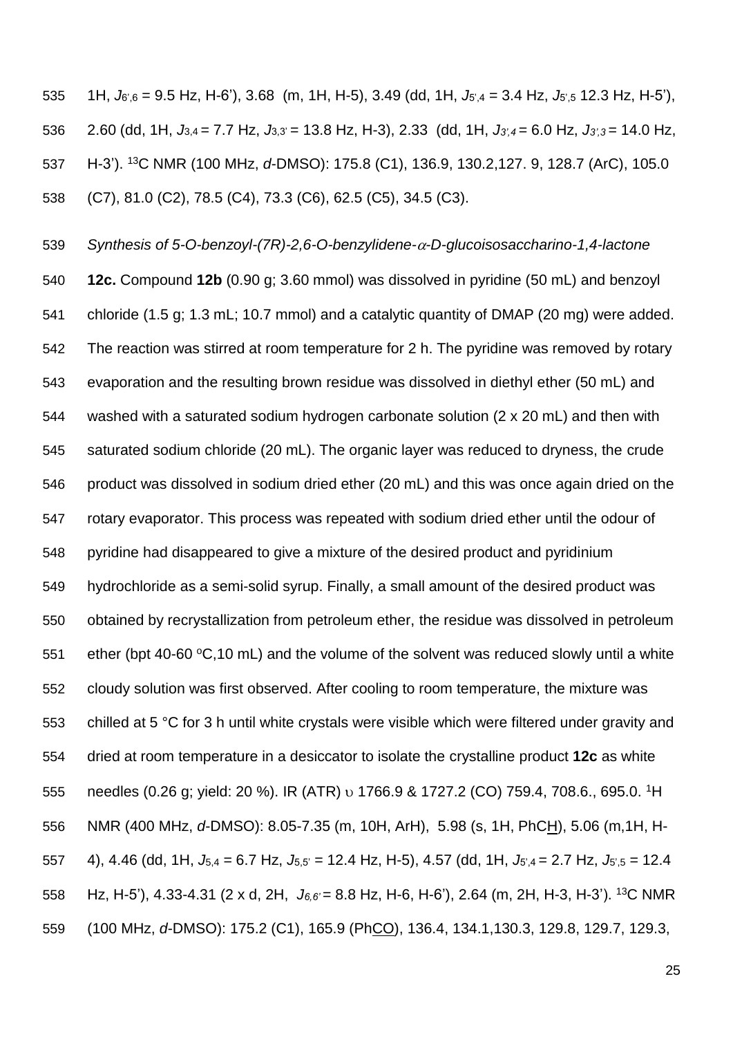1H, $J_{6',6}$ = 9.5 Hz, H-6'), 3.68 (m, 1H, H-5), 3.49 (dd, 1H, $J_{5',4}$ = 3.4 Hz, $J_{5',5}$ 12.3 Hz, H-5'), 2.60 (dd, 1H, $J_{3,4}$ = 7.7 Hz, $J_{3,3'}$ = 13.8 Hz, H-3), 2.33 (dd, 1H, $J_{3',4}$ = 6.0 Hz, $J_{3',3}$ = 14.0 Hz, H-3'). $^{13}$C NMR (100 MHz, *d*-DMSO): 175.8 (C1), 136.9, 130.2,127. 9, 128.7 (ArC), 105.0 (C7), 81.0 (C2), 78.5 (C4), 73.3 (C6), 62.5 (C5), 34.5 (C3).

*Synthesis of 5-O-benzoyl-(7R)-2,6-O-benzylidene-α-D-glucoisosaccharino-1,4-lactone* **12c.** Compound **12b** (0.90 g; 3.60 mmol) was dissolved in pyridine (50 mL) and benzoyl chloride (1.5 g; 1.3 mL; 10.7 mmol) and a catalytic quantity of DMAP (20 mg) were added. The reaction was stirred at room temperature for 2 h. The pyridine was removed by rotary evaporation and the resulting brown residue was dissolved in diethyl ether (50 mL) and washed with a saturated sodium hydrogen carbonate solution (2 x 20 mL) and then with saturated sodium chloride (20 mL). The organic layer was reduced to dryness, the crude product was dissolved in sodium dried ether (20 mL) and this was once again dried on the rotary evaporator. This process was repeated with sodium dried ether until the odour of pyridine had disappeared to give a mixture of the desired product and pyridinium hydrochloride as a semi-solid syrup. Finally, a small amount of the desired product was obtained by recrystallization from petroleum ether, the residue was dissolved in petroleum ether (bpt 40-60 °C,10 mL) and the volume of the solvent was reduced slowly until a white cloudy solution was first observed. After cooling to room temperature, the mixture was chilled at 5 °C for 3 h until white crystals were visible which were filtered under gravity and dried at room temperature in a desiccator to isolate the crystalline product **12c** as white needles (0.26 g; yield: 20 %). IR (ATR) υ 1766.9 & 1727.2 (CO) 759.4, 708.6., 695.0. $^{1}$H NMR (400 MHz, *d*-DMSO): 8.05-7.35 (m, 10H, ArH), 5.98 (s, 1H, PhCH), 5.06 (m,1H, H-4), 4.46 (dd, 1H, $J_{5,4}$ = 6.7 Hz, $J_{5,5'}$ = 12.4 Hz, H-5), 4.57 (dd, 1H, $J_{5',4}$ = 2.7 Hz, $J_{5',5}$ = 12.4 Hz, H-5'), 4.33-4.31 (2 x d, 2H, $J_{6,6'}$ = 8.8 Hz, H-6, H-6'), 2.64 (m, 2H, H-3, H-3'). $^{13}$C NMR (100 MHz, *d*-DMSO): 175.2 (C1), 165.9 (PhCO), 136.4, 134.1,130.3, 129.8, 129.7, 129.3,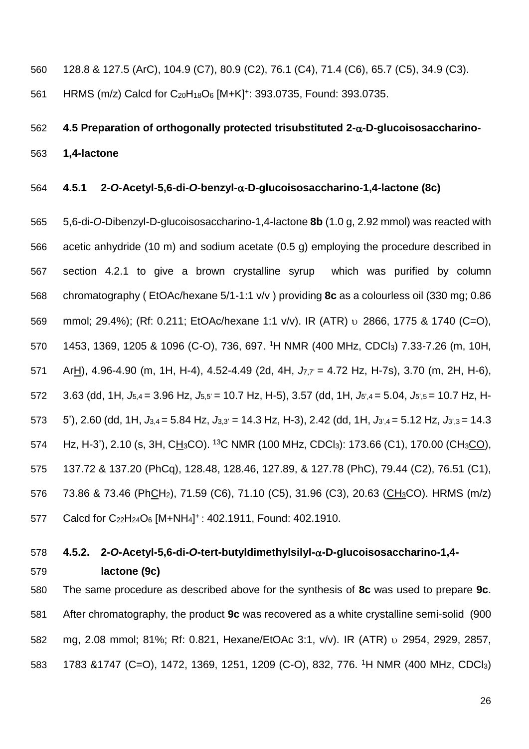128.8 & 127.5 (ArC), 104.9 (C7), 80.9 (C2), 76.1 (C4), 71.4 (C6), 65.7 (C5), 34.9 (C3). HRMS (m/z) Calcd for $C_{20}H_{18}O_6$ $[M+K]^+$: 393.0735, Found: 393.0735.

## 4.5 Preparation of orthogonally protected trisubstituted 2-α-D-glucoisosaccharino-1,4-lactone

### 4.5.1 2-*O*-Acetyl-5,6-di-*O*-benzyl-α-D-glucoisosaccharino-1,4-lactone (8c)

5,6-di-*O*-Dibenzyl-D-glucoisosaccharino-1,4-lactone **8b** (1.0 g, 2.92 mmol) was reacted with acetic anhydride (10 m) and sodium acetate (0.5 g) employing the procedure described in section 4.2.1 to give a brown crystalline syrup which was purified by column chromatography ( EtOAc/hexane 5/1-1:1 v/v ) providing **8c** as a colourless oil (330 mg; 0.86 mmol; 29.4%); (Rf: 0.211; EtOAc/hexane 1:1 v/v). IR (ATR) υ 2866, 1775 & 1740 (C=O), 1453, 1369, 1205 & 1096 (C-O), 736, 697. $^1$H NMR (400 MHz, $CDCl_3$) 7.33-7.26 (m, 10H, Ar<u>H</u>), 4.96-4.90 (m, 1H, H-4), 4.52-4.49 (2d, 4H, $J_{7,7'}$ = 4.72 Hz, H-7s), 3.70 (m, 2H, H-6), 3.63 (dd, 1H, $J_{5,4}$ = 3.96 Hz, $J_{5,5'}$ = 10.7 Hz, H-5), 3.57 (dd, 1H, $J_{5',4}$ = 5.04, $J_{5',5}$ = 10.7 Hz, H-5'), 2.60 (dd, 1H, $J_{3,4}$ = 5.84 Hz, $J_{3,3'}$ = 14.3 Hz, H-3), 2.42 (dd, 1H, $J_{3',4}$ = 5.12 Hz, $J_{3',3}$ = 14.3 Hz, H-3'), 2.10 (s, 3H, C<u>H</u>$_3$CO). $^{13}$C NMR (100 MHz, $CDCl_3$): 173.66 (C1), 170.00 (CH$_3$<u>CO</u>), 137.72 & 137.20 (PhCq), 128.48, 128.46, 127.89, & 127.78 (PhC), 79.44 (C2), 76.51 (C1), 73.86 & 73.46 (Ph<u>C</u>H$_2$), 71.59 (C6), 71.10 (C5), 31.96 (C3), 20.63 (<u>CH$_3$</u>CO). HRMS (m/z) Calcd for $C_{22}H_{24}O_6$ $[M+NH_4]^+$ : 402.1911, Found: 402.1910.

### 4.5.2. 2-*O*-Acetyl-5,6-di-*O*-tert-butyldimethylsilyl-α-D-glucoisosaccharino-1,4-lactone (9c)

The same procedure as described above for the synthesis of **8c** was used to prepare **9c**. After chromatography, the product **9c** was recovered as a white crystalline semi-solid (900 mg, 2.08 mmol; 81%; Rf: 0.821, Hexane/EtOAc 3:1, v/v). IR (ATR) υ 2954, 2929, 2857, 1783 &1747 (C=O), 1472, 1369, 1251, 1209 (C-O), 832, 776. $^1$H NMR (400 MHz, $CDCl_3$)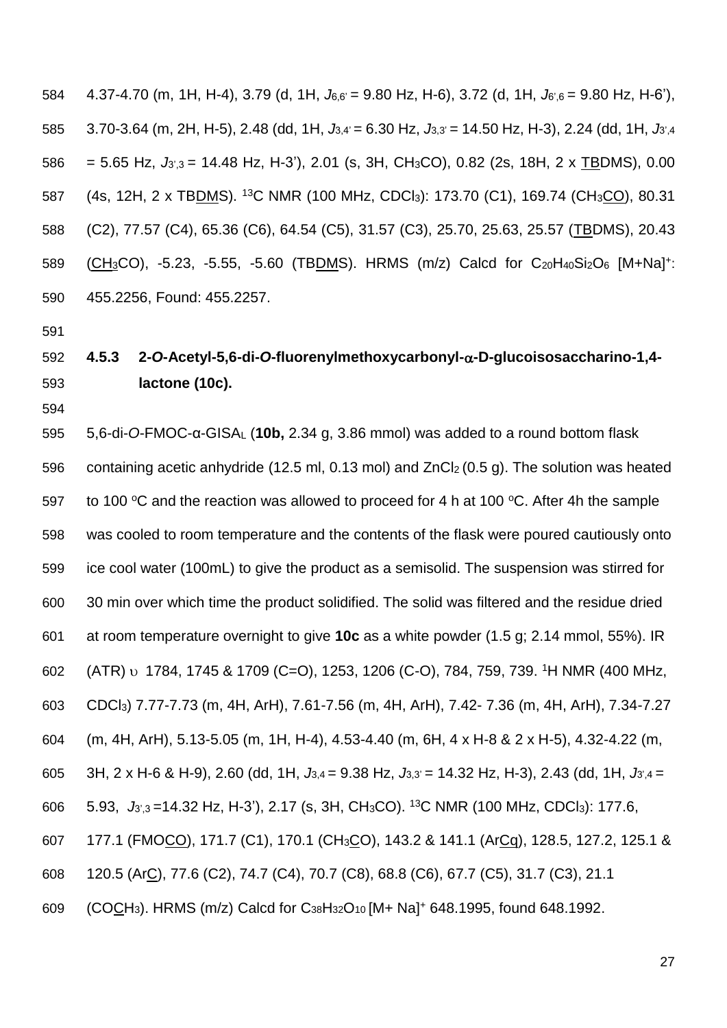4.37-4.70 (m, 1H, H-4), 3.79 (d, 1H, $J_{6,6'}$ = 9.80 Hz, H-6), 3.72 (d, 1H, $J_{6',6}$ = 9.80 Hz, H-6'), 3.70-3.64 (m, 2H, H-5), 2.48 (dd, 1H, $J_{3,4'}$ = 6.30 Hz, $J_{3,3'}$ = 14.50 Hz, H-3), 2.24 (dd, 1H, $J_{3',4}$ = 5.65 Hz, $J_{3',3}$ = 14.48 Hz, H-3'), 2.01 (s, 3H, $CH_3CO$), 0.82 (2s, 18H, 2 x <u>TB</u>DMS), 0.00 (4s, 12H, 2 x TB<u>DM</u>S). $^{13}C$ NMR (100 MHz, $CDCl_3$): 173.70 (C1), 169.74 ($CH_3$<u>CO</u>), 80.31 (C2), 77.57 (C4), 65.36 (C6), 64.54 (C5), 31.57 (C3), 25.70, 25.63, 25.57 (<u>TB</u>DMS), 20.43 (<u>$CH_3$</u>CO), -5.23, -5.55, -5.60 (TB<u>DM</u>S). HRMS (m/z) Calcd for $C_{20}H_{40}Si_2O_6$ $[M+Na]^+$: 455.2256, Found: 455.2257.

### 4.5.3 2-*O*-Acetyl-5,6-di-*O*-fluorenylmethoxycarbonyl-α-D-glucoisosaccharino-1,4-lactone (10c).

5,6-di-*O*-FMOC-α-$GISA_L$ (**10b,** 2.34 g, 3.86 mmol) was added to a round bottom flask containing acetic anhydride (12.5 ml, 0.13 mol) and $ZnCl_2$ (0.5 g). The solution was heated to 100 °C and the reaction was allowed to proceed for 4 h at 100 °C. After 4h the sample was cooled to room temperature and the contents of the flask were poured cautiously onto ice cool water (100mL) to give the product as a semisolid. The suspension was stirred for 30 min over which time the product solidified. The solid was filtered and the residue dried at room temperature overnight to give **10c** as a white powder (1.5 g; 2.14 mmol, 55%). IR (ATR) υ 1784, 1745 & 1709 (C=O), 1253, 1206 (C-O), 784, 759, 739. $^1H$ NMR (400 MHz, $CDCl_3$) 7.77-7.73 (m, 4H, ArH), 7.61-7.56 (m, 4H, ArH), 7.42- 7.36 (m, 4H, ArH), 7.34-7.27 (m, 4H, ArH), 5.13-5.05 (m, 1H, H-4), 4.53-4.40 (m, 6H, 4 x H-8 & 2 x H-5), 4.32-4.22 (m, 3H, 2 x H-6 & H-9), 2.60 (dd, 1H, $J_{3,4}$ = 9.38 Hz, $J_{3,3'}$ = 14.32 Hz, H-3), 2.43 (dd, 1H, $J_{3',4}$ = 5.93, $J_{3',3}$ =14.32 Hz, H-3'), 2.17 (s, 3H, $CH_3CO$). $^{13}C$ NMR (100 MHz, $CDCl_3$): 177.6, 177.1 (FMO<u>CO</u>), 171.7 (C1), 170.1 ($CH_3$<u>C</u>O), 143.2 & 141.1 (Ar<u>Cq</u>), 128.5, 127.2, 125.1 & 120.5 (Ar<u>C</u>), 77.6 (C2), 74.7 (C4), 70.7 (C8), 68.8 (C6), 67.7 (C5), 31.7 (C3), 21.1 (CO<u>C</u>$H_3$). HRMS (m/z) Calcd for $C_{38}H_{32}O_{10}$ $[M+ Na]^+$ 648.1995, found 648.1992.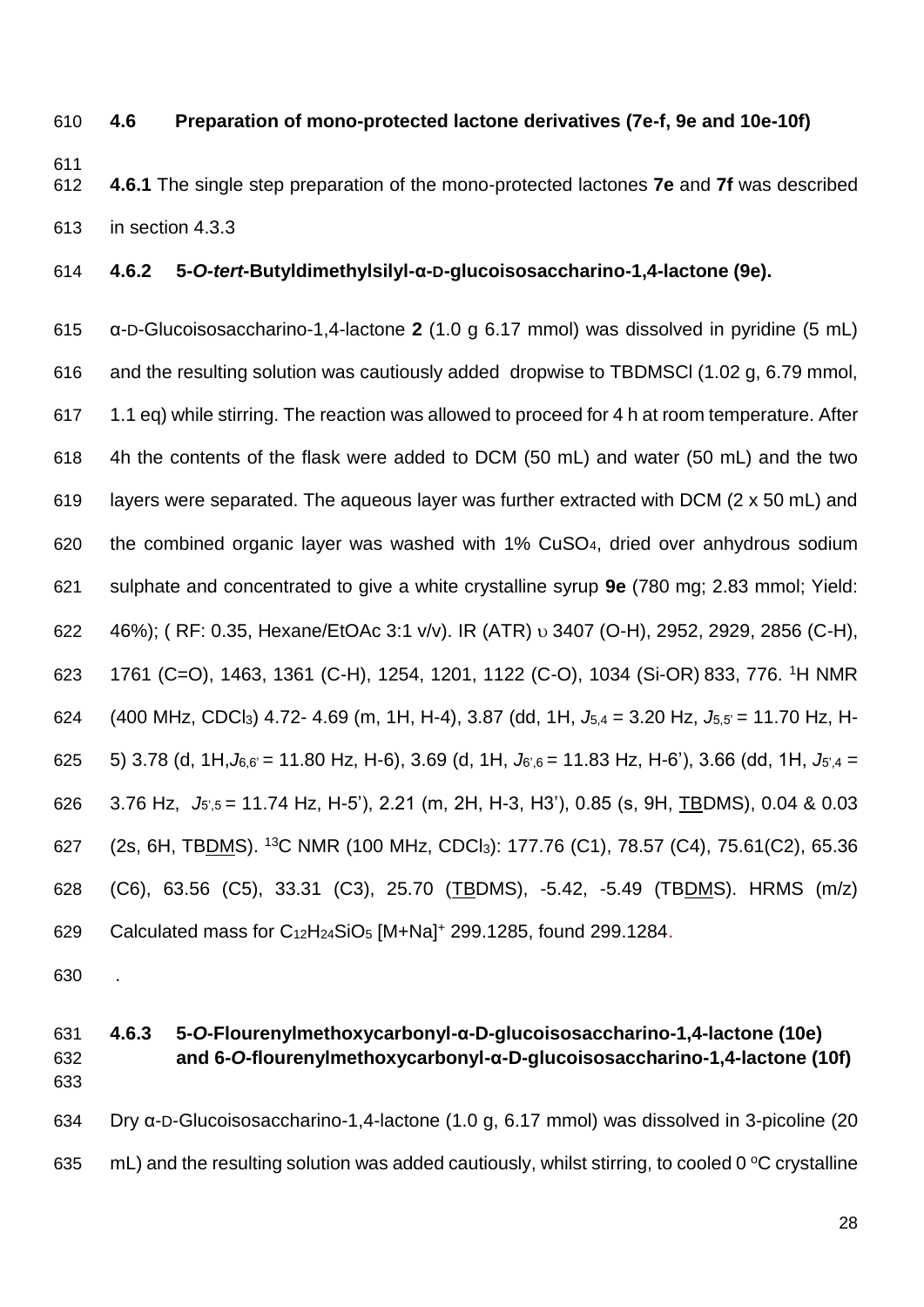## 4.6 Preparation of mono-protected lactone derivatives (7e-f, 9e and 10e-10f)

**4.6.1** The single step preparation of the mono-protected lactones **7e** and **7f** was described in section 4.3.3

### 4.6.2 5-*O-tert*-Butyldimethylsilyl-α-D-glucoisosaccharino-1,4-lactone (9e).

α-D-Glucoisosaccharino-1,4-lactone **2** (1.0 g 6.17 mmol) was dissolved in pyridine (5 mL) and the resulting solution was cautiously added dropwise to TBDMSCl (1.02 g, 6.79 mmol, 1.1 eq) while stirring. The reaction was allowed to proceed for 4 h at room temperature. After 4h the contents of the flask were added to DCM (50 mL) and water (50 mL) and the two layers were separated. The aqueous layer was further extracted with DCM (2 x 50 mL) and the combined organic layer was washed with 1% $CuSO_4$, dried over anhydrous sodium sulphate and concentrated to give a white crystalline syrup **9e** (780 mg; 2.83 mmol; Yield: 46%); ( RF: 0.35, Hexane/EtOAc 3:1 v/v). IR (ATR) υ 3407 (O-H), 2952, 2929, 2856 (C-H), 1761 (C=O), 1463, 1361 (C-H), 1254, 1201, 1122 (C-O), 1034 (Si-OR) 833, 776. $^1$H NMR (400 MHz, $CDCl_3$) 4.72- 4.69 (m, 1H, H-4), 3.87 (dd, 1H, $J_{5,4}$ = 3.20 Hz, $J_{5,5'}$ = 11.70 Hz, H-5) 3.78 (d, 1H,$J_{6,6'}$ = 11.80 Hz, H-6), 3.69 (d, 1H, $J_{6',6}$ = 11.83 Hz, H-6'), 3.66 (dd, 1H, $J_{5',4}$ = 3.76 Hz, $J_{5',5}$ = 11.74 Hz, H-5'), 2.21 (m, 2H, H-3, H3'), 0.85 (s, 9H, <u>TB</u>DMS), 0.04 & 0.03 (2s, 6H, TB<u>DM</u>S). $^{13}$C NMR (100 MHz, $CDCl_3$): 177.76 (C1), 78.57 (C4), 75.61(C2), 65.36 (C6), 63.56 (C5), 33.31 (C3), 25.70 (<u>TB</u>DMS), -5.42, -5.49 (TB<u>DM</u>S). HRMS (m/z) Calculated mass for $C_{12}H_{24}SiO_5$ $[M+Na]^+$ 299.1285, found 299.1284.

.

### 4.6.3 5-*O*-Flourenylmethoxycarbonyl-α-D-glucoisosaccharino-1,4-lactone (10e) and 6-*O*-flourenylmethoxycarbonyl-α-D-glucoisosaccharino-1,4-lactone (10f)

Dry α-D-Glucoisosaccharino-1,4-lactone (1.0 g, 6.17 mmol) was dissolved in 3-picoline (20 mL) and the resulting solution was added cautiously, whilst stirring, to cooled 0 °C crystalline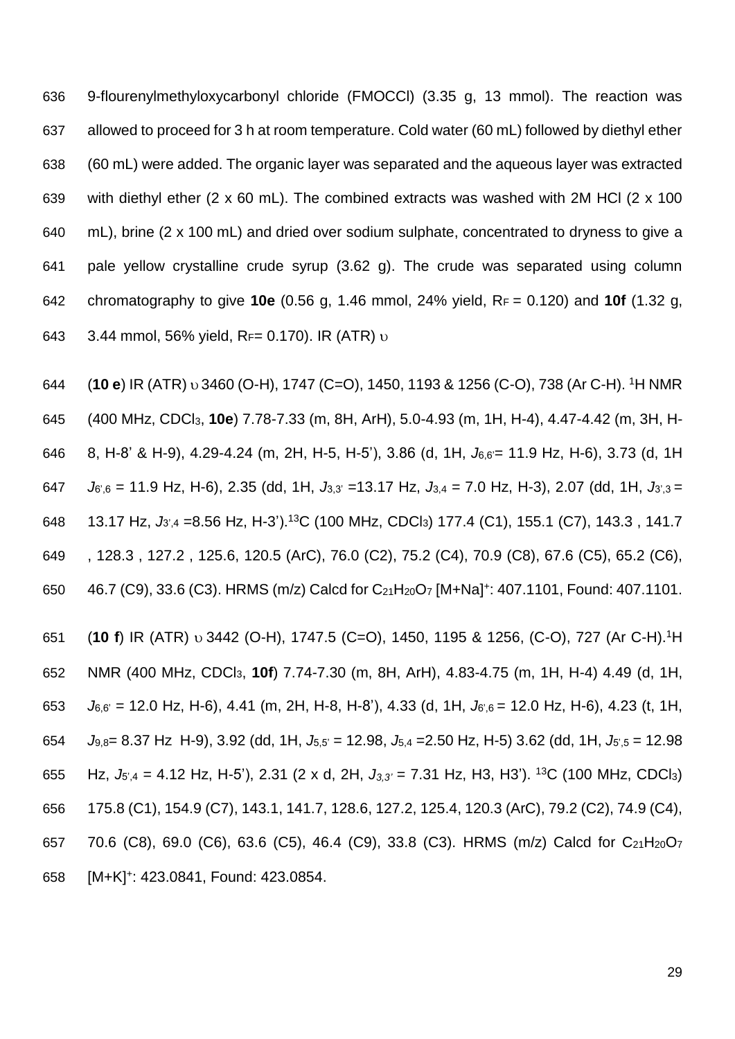9-flourenylmethyloxycarbonyl chloride (FMOCCl) (3.35 g, 13 mmol). The reaction was allowed to proceed for 3 h at room temperature. Cold water (60 mL) followed by diethyl ether (60 mL) were added. The organic layer was separated and the aqueous layer was extracted with diethyl ether (2 x 60 mL). The combined extracts was washed with 2M HCl (2 x 100 mL), brine (2 x 100 mL) and dried over sodium sulphate, concentrated to dryness to give a pale yellow crystalline crude syrup (3.62 g). The crude was separated using column chromatography to give **10e** (0.56 g, 1.46 mmol, 24% yield, $R_F$ = 0.120) and **10f** (1.32 g, 3.44 mmol, 56% yield, $R_F$= 0.170). IR (ATR) $\upsilon$

(**10 e**) IR (ATR) $\upsilon$ 3460 (O-H), 1747 (C=O), 1450, 1193 & 1256 (C-O), 738 (Ar C-H). $^1$H NMR (400 MHz, $CDCl_3$, **10e**) 7.78-7.33 (m, 8H, ArH), 5.0-4.93 (m, 1H, H-4), 4.47-4.42 (m, 3H, H-8, H-8' & H-9), 4.29-4.24 (m, 2H, H-5, H-5'), 3.86 (d, 1H, $J_{6,6'}$= 11.9 Hz, H-6), 3.73 (d, 1H $J_{6',6}$ = 11.9 Hz, H-6), 2.35 (dd, 1H, $J_{3,3'}$ =13.17 Hz, $J_{3,4}$ = 7.0 Hz, H-3), 2.07 (dd, 1H, $J_{3',3}$ = 13.17 Hz, $J_{3',4}$ =8.56 Hz, H-3'). $^{13}$C (100 MHz, $CDCl_3$) 177.4 (C1), 155.1 (C7), 143.3 , 141.7 , 128.3 , 127.2 , 125.6, 120.5 (ArC), 76.0 (C2), 75.2 (C4), 70.9 (C8), 67.6 (C5), 65.2 (C6), 46.7 (C9), 33.6 (C3). HRMS (m/z) Calcd for $C_{21}H_{20}O_7$ $[M+Na]^+$: 407.1101, Found: 407.1101.

(**10 f**) IR (ATR) $\upsilon$ 3442 (O-H), 1747.5 (C=O), 1450, 1195 & 1256, (C-O), 727 (Ar C-H).$^1$H NMR (400 MHz, $CDCl_3$, **10f**) 7.74-7.30 (m, 8H, ArH), 4.83-4.75 (m, 1H, H-4) 4.49 (d, 1H, $J_{6,6'}$ = 12.0 Hz, H-6), 4.41 (m, 2H, H-8, H-8'), 4.33 (d, 1H, $J_{6',6}$ = 12.0 Hz, H-6), 4.23 (t, 1H, $J_{9,8}$= 8.37 Hz H-9), 3.92 (dd, 1H, $J_{5,5'}$ = 12.98, $J_{5,4}$ =2.50 Hz, H-5) 3.62 (dd, 1H, $J_{5',5}$ = 12.98 Hz, $J_{5',4}$ = 4.12 Hz, H-5'), 2.31 (2 x d, 2H, $J_{3,3'}$ = 7.31 Hz, H3, H3'). $^{13}$C (100 MHz, $CDCl_3$) 175.8 (C1), 154.9 (C7), 143.1, 141.7, 128.6, 127.2, 125.4, 120.3 (ArC), 79.2 (C2), 74.9 (C4), 70.6 (C8), 69.0 (C6), 63.6 (C5), 46.4 (C9), 33.8 (C3). HRMS (m/z) Calcd for $C_{21}H_{20}O_7$ $[M+K]^+$: 423.0841, Found: 423.0854.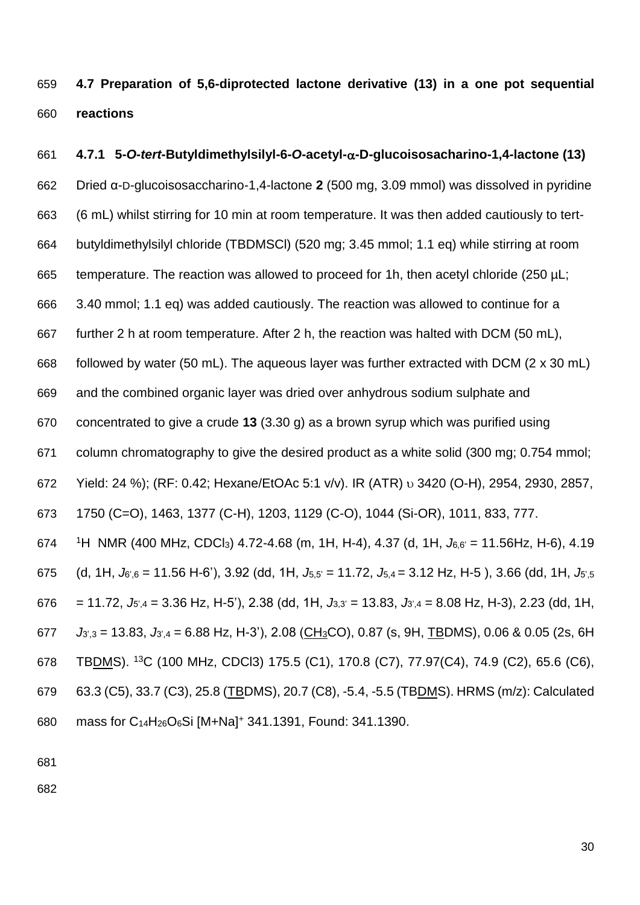## 4.7 Preparation of 5,6-diprotected lactone derivative (13) in a one pot sequential reactions

### 4.7.1 5-*O*-*tert*-Butyldimethylsilyl-6-*O*-acetyl-α-D-glucoisosacharino-1,4-lactone (13)

Dried α-D-glucoisosaccharino-1,4-lactone **2** (500 mg, 3.09 mmol) was dissolved in pyridine (6 mL) whilst stirring for 10 min at room temperature. It was then added cautiously to tert-butyldimethylsilyl chloride (TBDMSCl) (520 mg; 3.45 mmol; 1.1 eq) while stirring at room temperature. The reaction was allowed to proceed for 1h, then acetyl chloride (250 µL; 3.40 mmol; 1.1 eq) was added cautiously. The reaction was allowed to continue for a further 2 h at room temperature. After 2 h, the reaction was halted with DCM (50 mL), followed by water (50 mL). The aqueous layer was further extracted with DCM (2 x 30 mL) and the combined organic layer was dried over anhydrous sodium sulphate and concentrated to give a crude **13** (3.30 g) as a brown syrup which was purified using column chromatography to give the desired product as a white solid (300 mg; 0.754 mmol; Yield: 24 %); (RF: 0.42; Hexane/EtOAc 5:1 v/v). IR (ATR) υ 3420 (O-H), 2954, 2930, 2857, 1750 (C=O), 1463, 1377 (C-H), 1203, 1129 (C-O), 1044 (Si-OR), 1011, 833, 777.

$^{1}$H NMR (400 MHz, $CDCl_3$) 4.72-4.68 (m, 1H, H-4), 4.37 (d, 1H, $J_{6,6'}$ = 11.56Hz, H-6), 4.19 (d, 1H, $J_{6',6}$ = 11.56 H-6'), 3.92 (dd, 1H, $J_{5,5'}$ = 11.72, $J_{5,4}$ = 3.12 Hz, H-5 ), 3.66 (dd, 1H, $J_{5',5}$ = 11.72, $J_{5',4}$ = 3.36 Hz, H-5'), 2.38 (dd, 1H, $J_{3,3'}$ = 13.83, $J_{3',4}$ = 8.08 Hz, H-3), 2.23 (dd, 1H, $J_{3',3}$ = 13.83, $J_{3',4}$ = 6.88 Hz, H-3'), 2.08 (<u>$CH_3$</u>CO), 0.87 (s, 9H, <u>TB</u>DMS), 0.06 & 0.05 (2s, 6H TB<u>DM</u>S). $^{13}$C (100 MHz, CDCl3) 175.5 (C1), 170.8 (C7), 77.97(C4), 74.9 (C2), 65.6 (C6), 63.3 (C5), 33.7 (C3), 25.8 (<u>TB</u>DMS), 20.7 (C8), -5.4, -5.5 (TB<u>DM</u>S). HRMS (m/z): Calculated mass for $C_{14}H_{26}O_6Si$ $[M+Na]^+$ 341.1391, Found: 341.1390.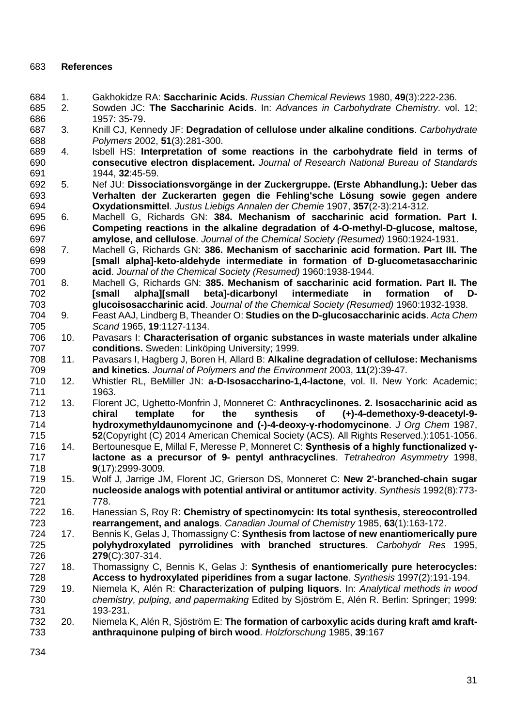## References

1. Gakhokidze RA: **Saccharinic Acids**. *Russian Chemical Reviews* 1980, **49**(3):222-236.
2. Sowden JC: **The Saccharinic Acids**. In: *Advances in Carbohydrate Chemistry*. vol. 12; 1957: 35-79.
3. Knill CJ, Kennedy JF: **Degradation of cellulose under alkaline conditions**. *Carbohydrate Polymers* 2002, **51**(3):281-300.
4. Isbell HS: **Interpretation of some reactions in the carbohydrate field in terms of consecutive electron displacement.** *Journal of Research National Bureau of Standards* 1944, **32**:45-59.
5. Nef JU: **Dissociationsvorgänge in der Zuckergruppe. (Erste Abhandlung.): Ueber das Verhalten der Zuckerarten gegen die Fehling'sche Lösung sowie gegen andere Oxydationsmittel**. *Justus Liebigs Annalen der Chemie* 1907, **357**(2-3):214-312.
6. Machell G, Richards GN: **384. Mechanism of saccharinic acid formation. Part I. Competing reactions in the alkaline degradation of 4-O-methyl-D-glucose, maltose, amylose, and cellulose**. *Journal of the Chemical Society (Resumed)* 1960:1924-1931.
7. Machell G, Richards GN: **386. Mechanism of saccharinic acid formation. Part III. The [small alpha]-keto-aldehyde intermediate in formation of D-glucometasaccharinic acid**. *Journal of the Chemical Society (Resumed)* 1960:1938-1944.
8. Machell G, Richards GN: **385. Mechanism of saccharinic acid formation. Part II. The [small alpha][small beta]-dicarbonyl intermediate in formation of D-glucoisosaccharinic acid**. *Journal of the Chemical Society (Resumed)* 1960:1932-1938.
9. Feast AAJ, Lindberg B, Theander O: **Studies on the D-glucosaccharinic acids**. *Acta Chem Scand* 1965, **19**:1127-1134.
10. Pavasars I: **Characterisation of organic substances in waste materials under alkaline conditions.** Sweden: Linköping University; 1999.
11. Pavasars I, Hagberg J, Boren H, Allard B: **Alkaline degradation of cellulose: Mechanisms and kinetics**. *Journal of Polymers and the Environment* 2003, **11**(2):39-47.
12. Whistler RL, BeMiller JN: **a-D-Isosaccharino-1,4-lactone**, vol. II. New York: Academic; 1963.
13. Florent JC, Ughetto-Monfrin J, Monneret C: **Anthracyclinones. 2. Isosaccharinic acid as chiral template for the synthesis of (+)-4-demethoxy-9-deacetyl-9-hydroxymethyldaunomycinone and (-)-4-deoxy-γ-rhodomycinone**. *J Org Chem* 1987, **52**(Copyright (C) 2014 American Chemical Society (ACS). All Rights Reserved.):1051-1056.
14. Bertounesque E, Millal F, Meresse P, Monneret C: **Synthesis of a highly functionalized γ-lactone as a precursor of 9- pentyl anthracyclines**. *Tetrahedron Asymmetry* 1998, **9**(17):2999-3009.
15. Wolf J, Jarrige JM, Florent JC, Grierson DS, Monneret C: **New 2'-branched-chain sugar nucleoside analogs with potential antiviral or antitumor activity**. *Synthesis* 1992(8):773-778.
16. Hanessian S, Roy R: **Chemistry of spectinomycin: Its total synthesis, stereocontrolled rearrangement, and analogs**. *Canadian Journal of Chemistry* 1985, **63**(1):163-172.
17. Bennis K, Gelas J, Thomassigny C: **Synthesis from lactose of new enantiomerically pure polyhydroxylated pyrrolidines with branched structures**. *Carbohydr Res* 1995, **279**(C):307-314.
18. Thomassigny C, Bennis K, Gelas J: **Synthesis of enantiomerically pure heterocycles: Access to hydroxylated piperidines from a sugar lactone**. *Synthesis* 1997(2):191-194.
19. Niemela K, Alén R: **Characterization of pulping liquors**. In: *Analytical methods in wood chemistry, pulping, and papermaking* Edited by Sjöström E, Alén R. Berlin: Springer; 1999: 193-231.
20. Niemela K, Alén R, Sjöström E: **The formation of carboxylic acids during kraft amd kraft-anthraquinone pulping of birch wood**. *Holzforschung* 1985, **39**:167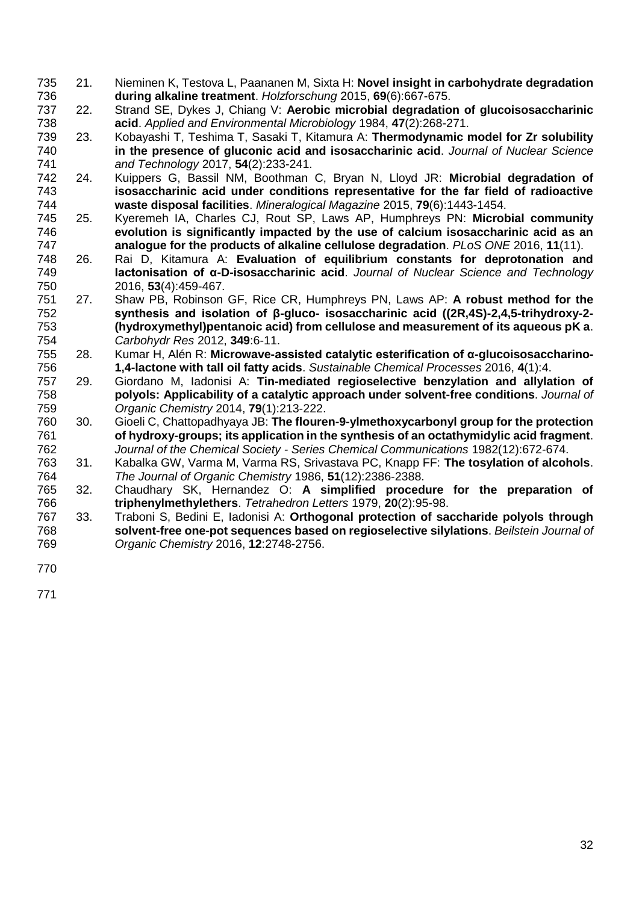21. Nieminen K, Testova L, Paananen M, Sixta H: **Novel insight in carbohydrate degradation during alkaline treatment**. *Holzforschung* 2015, **69**(6):667-675.
22. Strand SE, Dykes J, Chiang V: **Aerobic microbial degradation of glucoisosaccharinic acid**. *Applied and Environmental Microbiology* 1984, **47**(2):268-271.
23. Kobayashi T, Teshima T, Sasaki T, Kitamura A: **Thermodynamic model for Zr solubility in the presence of gluconic acid and isosaccharinic acid**. *Journal of Nuclear Science and Technology* 2017, **54**(2):233-241.
24. Kuippers G, Bassil NM, Boothman C, Bryan N, Lloyd JR: **Microbial degradation of isosaccharinic acid under conditions representative for the far field of radioactive waste disposal facilities**. *Mineralogical Magazine* 2015, **79**(6):1443-1454.
25. Kyeremeh IA, Charles CJ, Rout SP, Laws AP, Humphreys PN: **Microbial community evolution is significantly impacted by the use of calcium isosaccharinic acid as an analogue for the products of alkaline cellulose degradation**. *PLoS ONE* 2016, **11**(11).
26. Rai D, Kitamura A: **Evaluation of equilibrium constants for deprotonation and lactonisation of α-D-isosaccharinic acid**. *Journal of Nuclear Science and Technology* 2016, **53**(4):459-467.
27. Shaw PB, Robinson GF, Rice CR, Humphreys PN, Laws AP: **A robust method for the synthesis and isolation of β-gluco- isosaccharinic acid ((2R,4S)-2,4,5-trihydroxy-2-(hydroxymethyl)pentanoic acid) from cellulose and measurement of its aqueous pK a**. *Carbohydr Res* 2012, **349**:6-11.
28. Kumar H, Alén R: **Microwave-assisted catalytic esterification of α-glucoisosaccharino-1,4-lactone with tall oil fatty acids**. *Sustainable Chemical Processes* 2016, **4**(1):4.
29. Giordano M, Iadonisi A: **Tin-mediated regioselective benzylation and allylation of polyols: Applicability of a catalytic approach under solvent-free conditions**. *Journal of Organic Chemistry* 2014, **79**(1):213-222.
30. Gioeli C, Chattopadhyaya JB: **The flouren-9-ylmethoxycarbonyl group for the protection of hydroxy-groups; its application in the synthesis of an octathymidylic acid fragment**. *Journal of the Chemical Society - Series Chemical Communications* 1982(12):672-674.
31. Kabalka GW, Varma M, Varma RS, Srivastava PC, Knapp FF: **The tosylation of alcohols**. *The Journal of Organic Chemistry* 1986, **51**(12):2386-2388.
32. Chaudhary SK, Hernandez O: **A simplified procedure for the preparation of triphenylmethylethers**. *Tetrahedron Letters* 1979, **20**(2):95-98.
33. Traboni S, Bedini E, Iadonisi A: **Orthogonal protection of saccharide polyols through solvent-free one-pot sequences based on regioselective silylations**. *Beilstein Journal of Organic Chemistry* 2016, **12**:2748-2756.